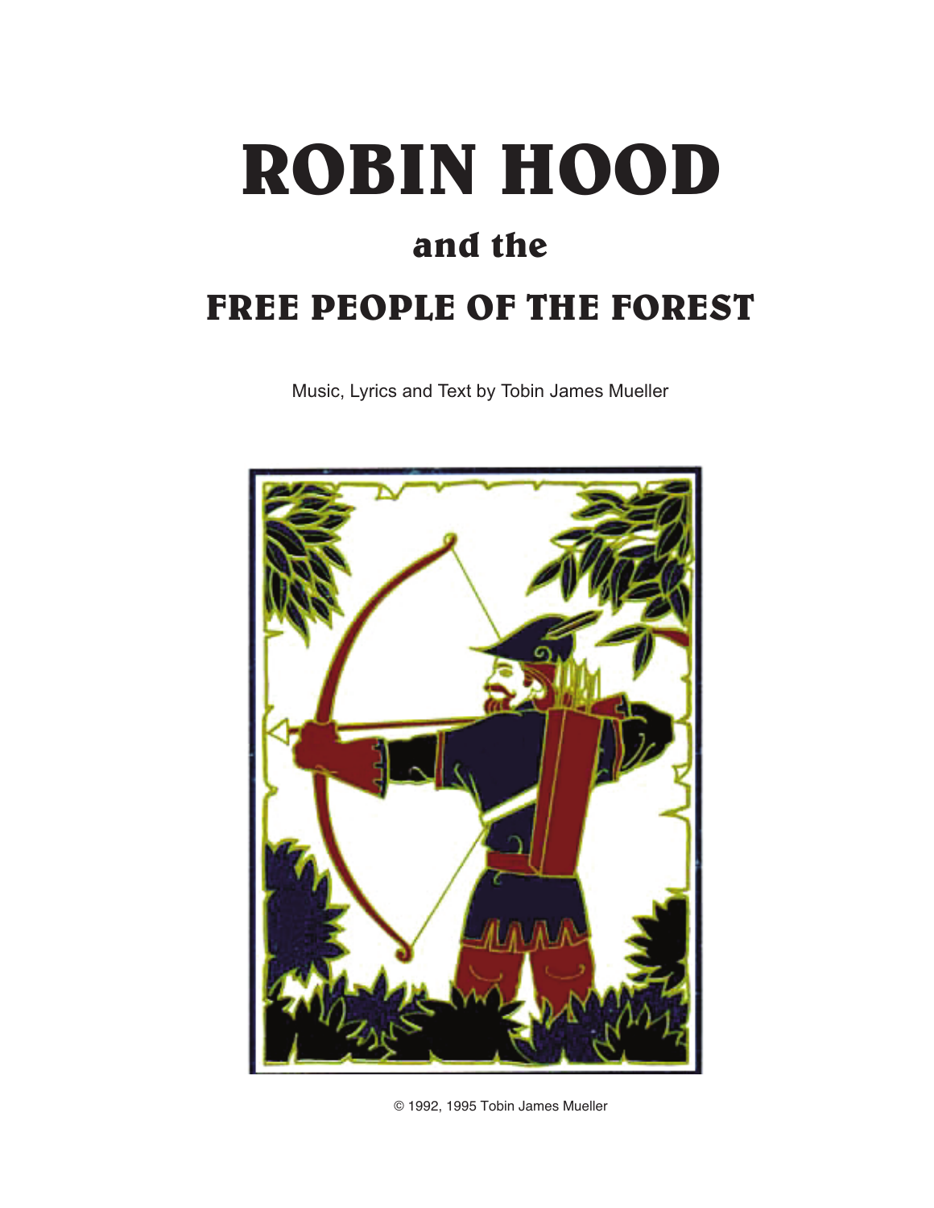# ROBIN HOOD

## and the

## FREE PEOPLE OF THE FOREST

Music, Lyrics and Text by Tobin James Mueller

© 1992, 1995 Tobin James Mueller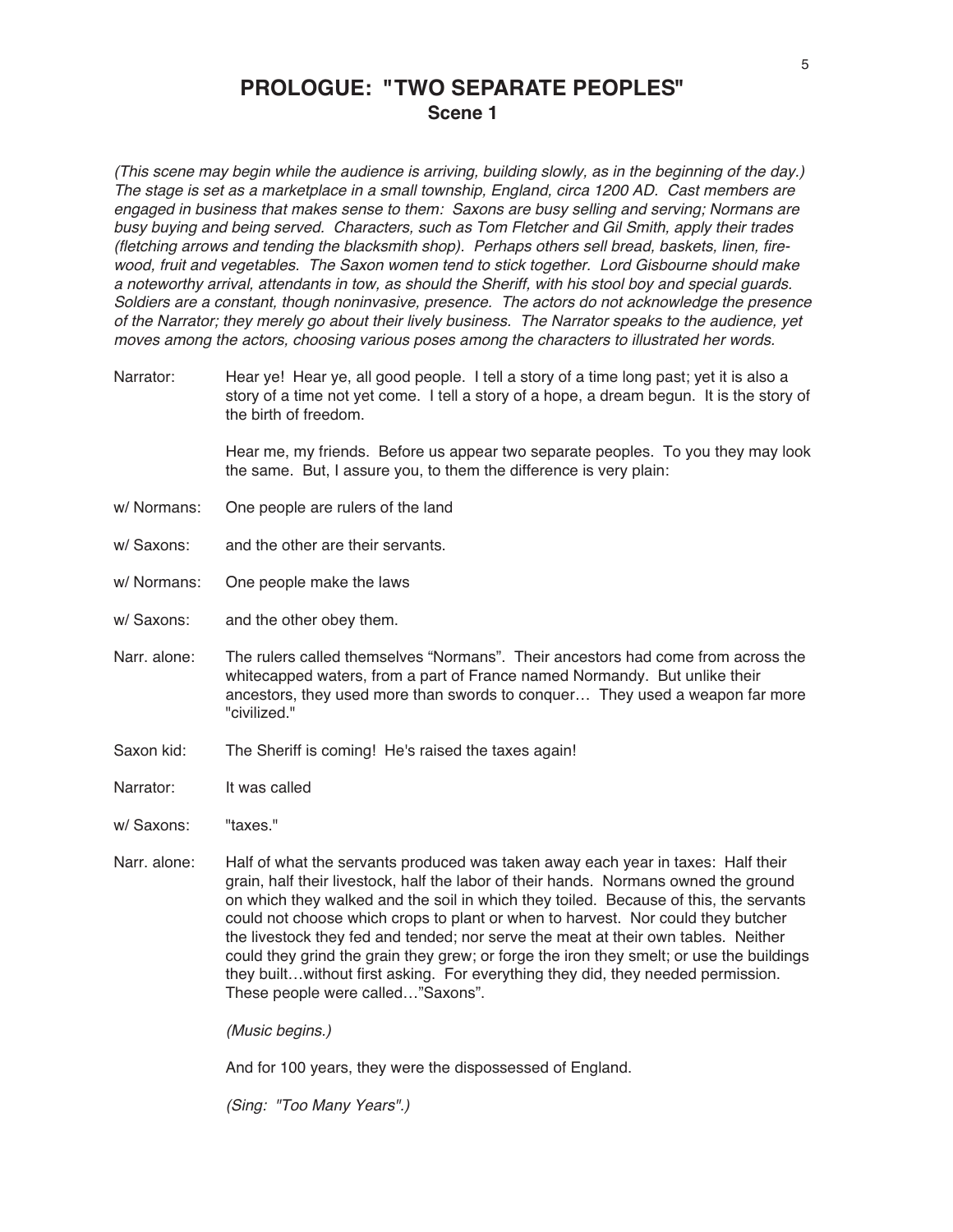# PROLOGUE: "TWO SEPARATE PEOPLES"
## Scene 1

*(This scene may begin while the audience is arriving, building slowly, as in the beginning of the day.) The stage is set as a marketplace in a small township, England, circa 1200 AD. Cast members are engaged in business that makes sense to them: Saxons are busy selling and serving; Normans are busy buying and being served. Characters, such as Tom Fletcher and Gil Smith, apply their trades (fletching arrows and tending the blacksmith shop). Perhaps others sell bread, baskets, linen, fire-wood, fruit and vegetables. The Saxon women tend to stick together. Lord Gisbourne should make a noteworthy arrival, attendants in tow, as should the Sheriff, with his stool boy and special guards. Soldiers are a constant, though noninvasive, presence. The actors do not acknowledge the presence of the Narrator; they merely go about their lively business. The Narrator speaks to the audience, yet moves among the actors, choosing various poses among the characters to illustrated her words.*

Narrator: Hear ye! Hear ye, all good people. I tell a story of a time long past; yet it is also a story of a time not yet come. I tell a story of a hope, a dream begun. It is the story of the birth of freedom.

Hear me, my friends. Before us appear two separate peoples. To you they may look the same. But, I assure you, to them the difference is very plain:

w/ Normans: One people are rulers of the land

w/ Saxons: and the other are their servants.

w/ Normans: One people make the laws

w/ Saxons: and the other obey them.

Narr. alone: The rulers called themselves "Normans". Their ancestors had come from across the whitecapped waters, from a part of France named Normandy. But unlike their ancestors, they used more than swords to conquer… They used a weapon far more "civilized."

Saxon kid: The Sheriff is coming! He's raised the taxes again!

Narrator: It was called

w/ Saxons: "taxes."

Narr. alone: Half of what the servants produced was taken away each year in taxes: Half their grain, half their livestock, half the labor of their hands. Normans owned the ground on which they walked and the soil in which they toiled. Because of this, the servants could not choose which crops to plant or when to harvest. Nor could they butcher the livestock they fed and tended; nor serve the meat at their own tables. Neither could they grind the grain they grew; or forge the iron they smelt; or use the buildings they built…without first asking. For everything they did, they needed permission. These people were called…"Saxons".

*(Music begins.)*

And for 100 years, they were the dispossessed of England.

*(Sing: "Too Many Years".)*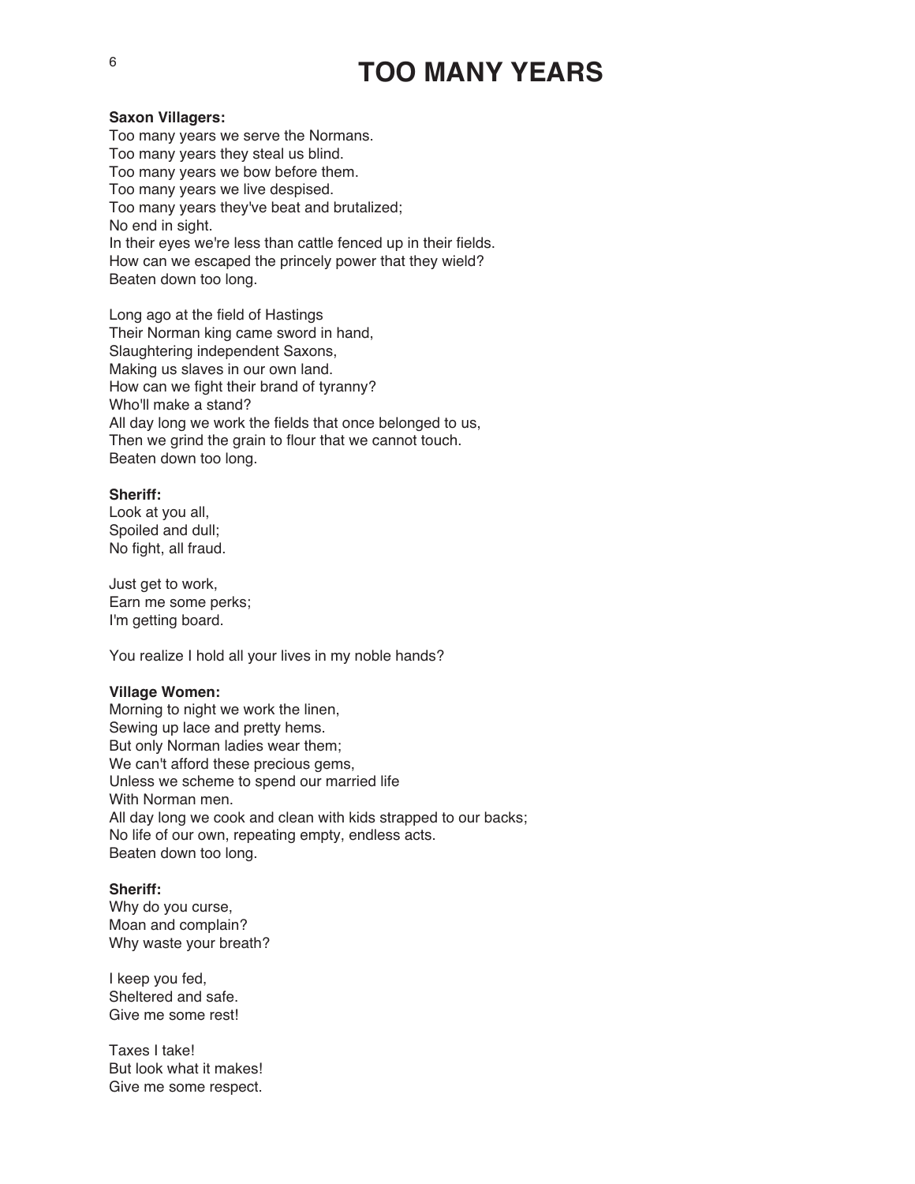# TOO MANY YEARS

**Saxon Villagers:**
Too many years we serve the Normans.
Too many years they steal us blind.
Too many years we bow before them.
Too many years we live despised.
Too many years they've beat and brutalized;
No end in sight.
In their eyes we're less than cattle fenced up in their fields.
How can we escaped the princely power that they wield?
Beaten down too long.

Long ago at the field of Hastings
Their Norman king came sword in hand,
Slaughtering independent Saxons,
Making us slaves in our own land.
How can we fight their brand of tyranny?
Who'll make a stand?
All day long we work the fields that once belonged to us,
Then we grind the grain to flour that we cannot touch.
Beaten down too long.

**Sheriff:**
Look at you all,
Spoiled and dull;
No fight, all fraud.

Just get to work,
Earn me some perks;
I'm getting board.

You realize I hold all your lives in my noble hands?

**Village Women:**
Morning to night we work the linen,
Sewing up lace and pretty hems.
But only Norman ladies wear them;
We can't afford these precious gems,
Unless we scheme to spend our married life
With Norman men.
All day long we cook and clean with kids strapped to our backs;
No life of our own, repeating empty, endless acts.
Beaten down too long.

**Sheriff:**
Why do you curse,
Moan and complain?
Why waste your breath?

I keep you fed,
Sheltered and safe.
Give me some rest!

Taxes I take!
But look what it makes!
Give me some respect.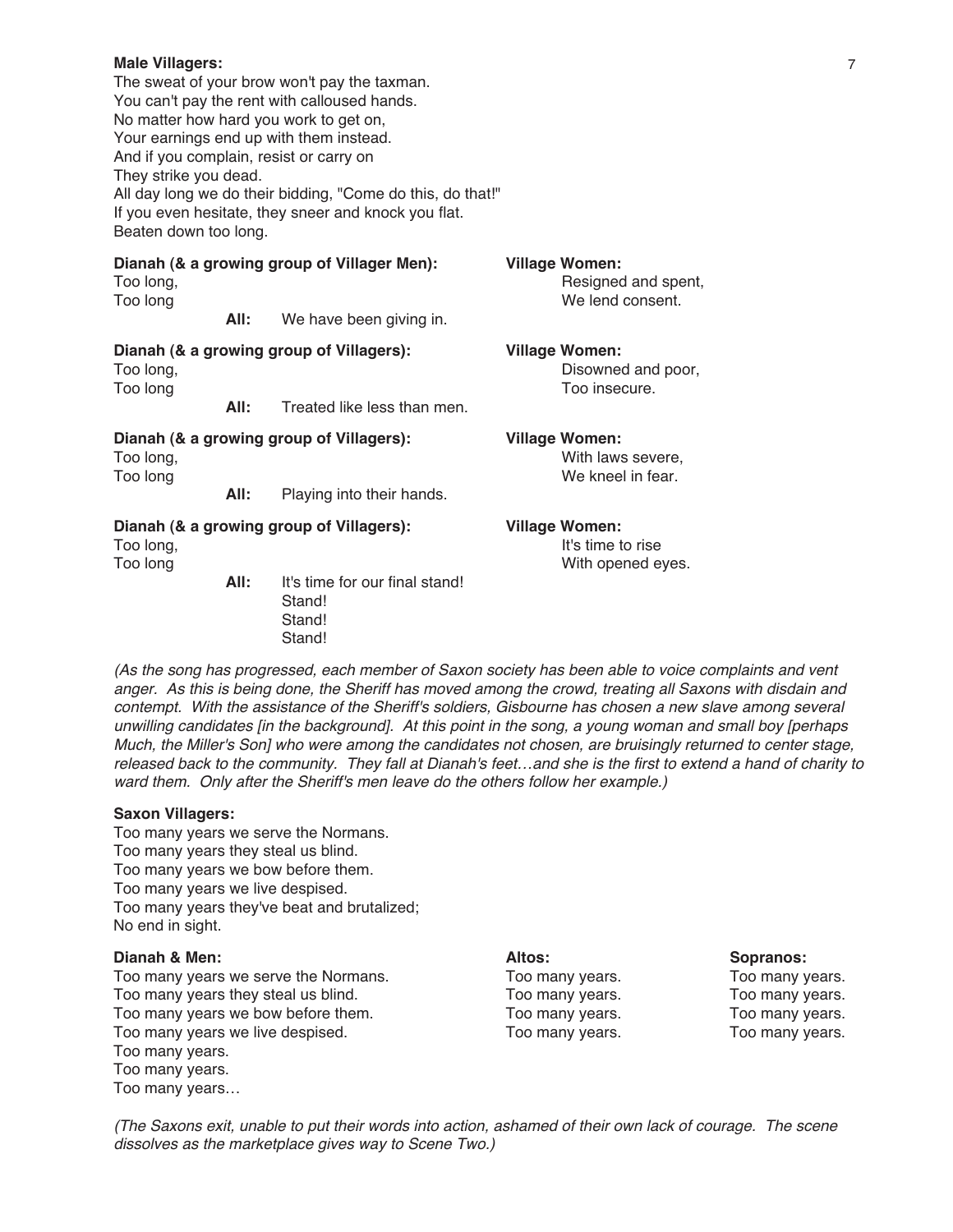**Male Villagers:**
The sweat of your brow won't pay the taxman.
You can't pay the rent with calloused hands.
No matter how hard you work to get on,
Your earnings end up with them instead.
And if you complain, resist or carry on
They strike you dead.
All day long we do their bidding, "Come do this, do that!"
If you even hesitate, they sneer and knock you flat.
Beaten down too long.

**Dianah (& a growing group of Villager Men):**
Too long,
Too long

**Village Women:**
Resigned and spent,
We lend consent.

**All:** We have been giving in.

**Dianah (& a growing group of Villagers):**
Too long,
Too long

**Village Women:**
Disowned and poor,
Too insecure.

**All:** Treated like less than men.

**Dianah (& a growing group of Villagers):**
Too long,
Too long

**Village Women:**
With laws severe,
We kneel in fear.

**All:** Playing into their hands.

**Dianah (& a growing group of Villagers):**
Too long,
Too long

**Village Women:**
It's time to rise
With opened eyes.

**All:** It's time for our final stand!
Stand!
Stand!
Stand!

*(As the song has progressed, each member of Saxon society has been able to voice complaints and vent anger. As this is being done, the Sheriff has moved among the crowd, treating all Saxons with disdain and contempt. With the assistance of the Sheriff's soldiers, Gisbourne has chosen a new slave among several unwilling candidates [in the background]. At this point in the song, a young woman and small boy [perhaps Much, the Miller's Son] who were among the candidates not chosen, are bruisingly returned to center stage, released back to the community. They fall at Dianah's feet…and she is the first to extend a hand of charity to ward them. Only after the Sheriff's men leave do the others follow her example.)*

**Saxon Villagers:**
Too many years we serve the Normans.
Too many years they steal us blind.
Too many years we bow before them.
Too many years we live despised.
Too many years they've beat and brutalized;
No end in sight.

**Dianah & Men:**
Too many years we serve the Normans.
Too many years they steal us blind.
Too many years we bow before them.
Too many years we live despised.
Too many years.
Too many years.
Too many years…

**Altos:**
Too many years.
Too many years.
Too many years.
Too many years.

**Sopranos:**
Too many years.
Too many years.
Too many years.
Too many years.

*(The Saxons exit, unable to put their words into action, ashamed of their own lack of courage. The scene dissolves as the marketplace gives way to Scene Two.)*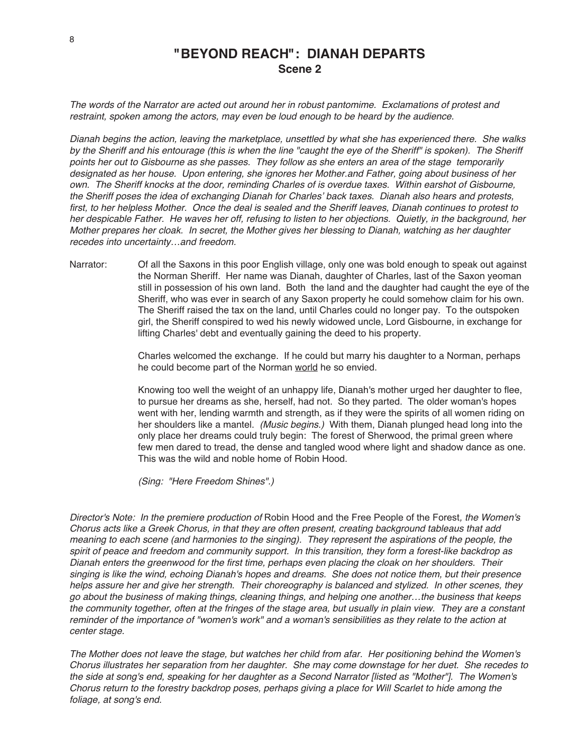# "BEYOND REACH": DIANAH DEPARTS
## Scene 2

*The words of the Narrator are acted out around her in robust pantomime. Exclamations of protest and restraint, spoken among the actors, may even be loud enough to be heard by the audience.*

*Dianah begins the action, leaving the marketplace, unsettled by what she has experienced there. She walks by the Sheriff and his entourage (this is when the line "caught the eye of the Sheriff" is spoken). The Sheriff points her out to Gisbourne as she passes. They follow as she enters an area of the stage temporarily designated as her house. Upon entering, she ignores her Mother.and Father, going about business of her own. The Sheriff knocks at the door, reminding Charles of is overdue taxes. Within earshot of Gisbourne, the Sheriff poses the idea of exchanging Dianah for Charles' back taxes. Dianah also hears and protests, first, to her helpless Mother. Once the deal is sealed and the Sheriff leaves, Dianah continues to protest to her despicable Father. He waves her off, refusing to listen to her objections. Quietly, in the background, her Mother prepares her cloak. In secret, the Mother gives her blessing to Dianah, watching as her daughter recedes into uncertainty…and freedom.*

Narrator: Of all the Saxons in this poor English village, only one was bold enough to speak out against the Norman Sheriff. Her name was Dianah, daughter of Charles, last of the Saxon yeoman still in possession of his own land. Both the land and the daughter had caught the eye of the Sheriff, who was ever in search of any Saxon property he could somehow claim for his own. The Sheriff raised the tax on the land, until Charles could no longer pay. To the outspoken girl, the Sheriff conspired to wed his newly widowed uncle, Lord Gisbourne, in exchange for lifting Charles' debt and eventually gaining the deed to his property.

Charles welcomed the exchange. If he could but marry his daughter to a Norman, perhaps he could become part of the Norman world he so envied.

Knowing too well the weight of an unhappy life, Dianah's mother urged her daughter to flee, to pursue her dreams as she, herself, had not. So they parted. The older woman's hopes went with her, lending warmth and strength, as if they were the spirits of all women riding on her shoulders like a mantel. *(Music begins.)* With them, Dianah plunged head long into the only place her dreams could truly begin: The forest of Sherwood, the primal green where few men dared to tread, the dense and tangled wood where light and shadow dance as one. This was the wild and noble home of Robin Hood.

*(Sing: "Here Freedom Shines".)*

*Director's Note: In the premiere production of* Robin Hood and the Free People of the Forest*, the Women's Chorus acts like a Greek Chorus, in that they are often present, creating background tableaus that add meaning to each scene (and harmonies to the singing). They represent the aspirations of the people, the spirit of peace and freedom and community support. In this transition, they form a forest-like backdrop as Dianah enters the greenwood for the first time, perhaps even placing the cloak on her shoulders. Their singing is like the wind, echoing Dianah's hopes and dreams. She does not notice them, but their presence helps assure her and give her strength. Their choreography is balanced and stylized. In other scenes, they go about the business of making things, cleaning things, and helping one another…the business that keeps the community together, often at the fringes of the stage area, but usually in plain view. They are a constant reminder of the importance of "women's work" and a woman's sensibilities as they relate to the action at center stage.*

*The Mother does not leave the stage, but watches her child from afar. Her positioning behind the Women's Chorus illustrates her separation from her daughter. She may come downstage for her duet. She recedes to the side at song's end, speaking for her daughter as a Second Narrator [listed as "Mother"]. The Women's Chorus return to the forestry backdrop poses, perhaps giving a place for Will Scarlet to hide among the foliage, at song's end.*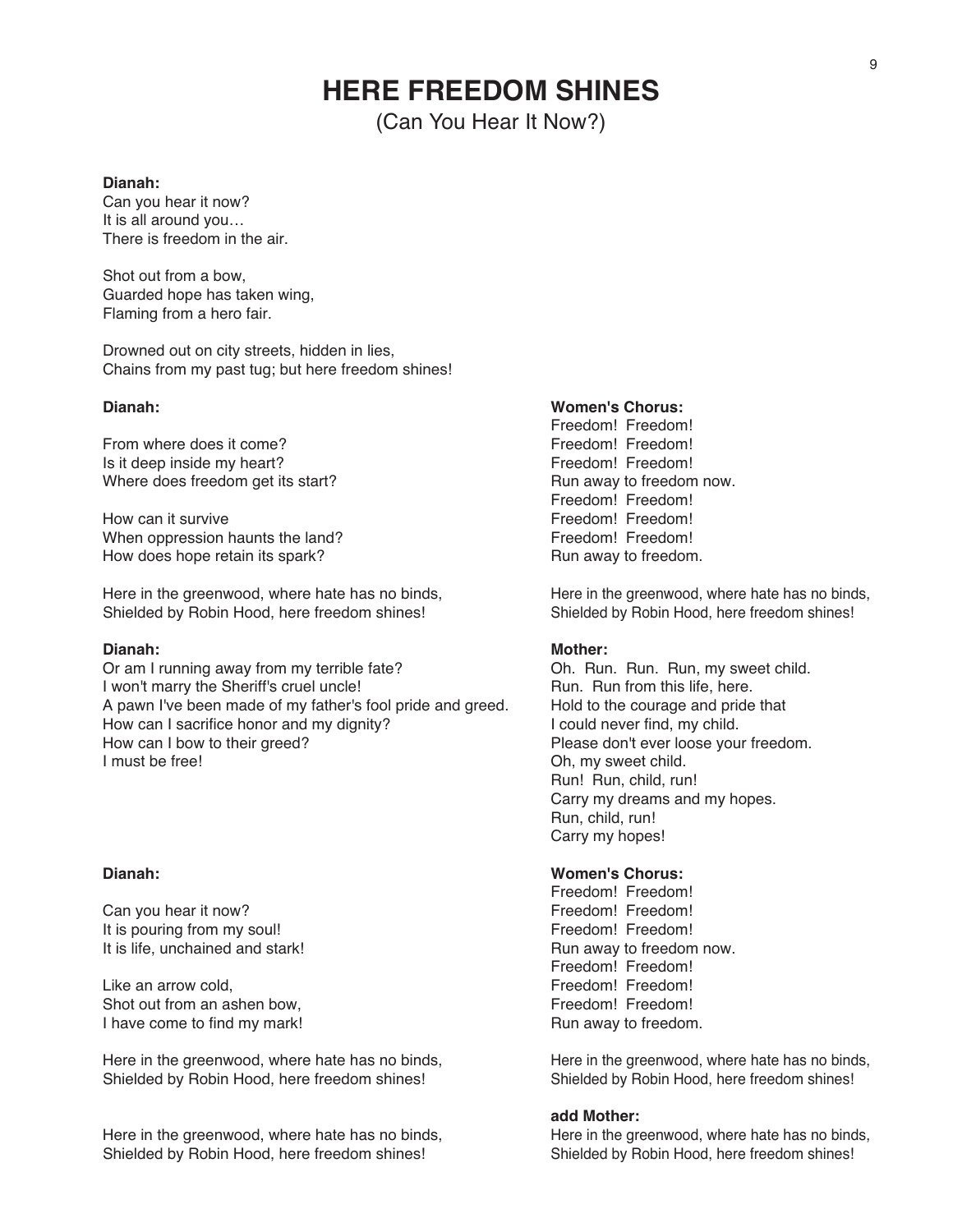# HERE FREEDOM SHINES

(Can You Hear It Now?)

**Dianah:**
Can you hear it now?
It is all around you…
There is freedom in the air.

Shot out from a bow,
Guarded hope has taken wing,
Flaming from a hero fair.

Drowned out on city streets, hidden in lies,
Chains from my past tug; but here freedom shines!

**Dianah:**

From where does it come?
Is it deep inside my heart?
Where does freedom get its start?

How can it survive
When oppression haunts the land?
How does hope retain its spark?

Here in the greenwood, where hate has no binds,
Shielded by Robin Hood, here freedom shines!

**Women's Chorus:**
Freedom! Freedom!
Freedom! Freedom!
Freedom! Freedom!
Run away to freedom now.
Freedom! Freedom!
Freedom! Freedom!
Freedom! Freedom!
Run away to freedom.

Here in the greenwood, where hate has no binds,
Shielded by Robin Hood, here freedom shines!

**Dianah:**
Or am I running away from my terrible fate?
I won't marry the Sheriff's cruel uncle!
A pawn I've been made of my father's fool pride and greed.
How can I sacrifice honor and my dignity?
How can I bow to their greed?
I must be free!

**Mother:**
Oh. Run. Run. Run, my sweet child.
Run. Run from this life, here.
Hold to the courage and pride that
I could never find, my child.
Please don't ever loose your freedom.
Oh, my sweet child.
Run! Run, child, run!
Carry my dreams and my hopes.
Run, child, run!
Carry my hopes!

**Dianah:**

Can you hear it now?
It is pouring from my soul!
It is life, unchained and stark!

Like an arrow cold,
Shot out from an ashen bow,
I have come to find my mark!

Here in the greenwood, where hate has no binds,
Shielded by Robin Hood, here freedom shines!

Here in the greenwood, where hate has no binds,
Shielded by Robin Hood, here freedom shines!

**Women's Chorus:**
Freedom! Freedom!
Freedom! Freedom!
Freedom! Freedom!
Run away to freedom now.
Freedom! Freedom!
Freedom! Freedom!
Freedom! Freedom!
Run away to freedom.

Here in the greenwood, where hate has no binds,
Shielded by Robin Hood, here freedom shines!

**add Mother:**
Here in the greenwood, where hate has no binds,
Shielded by Robin Hood, here freedom shines!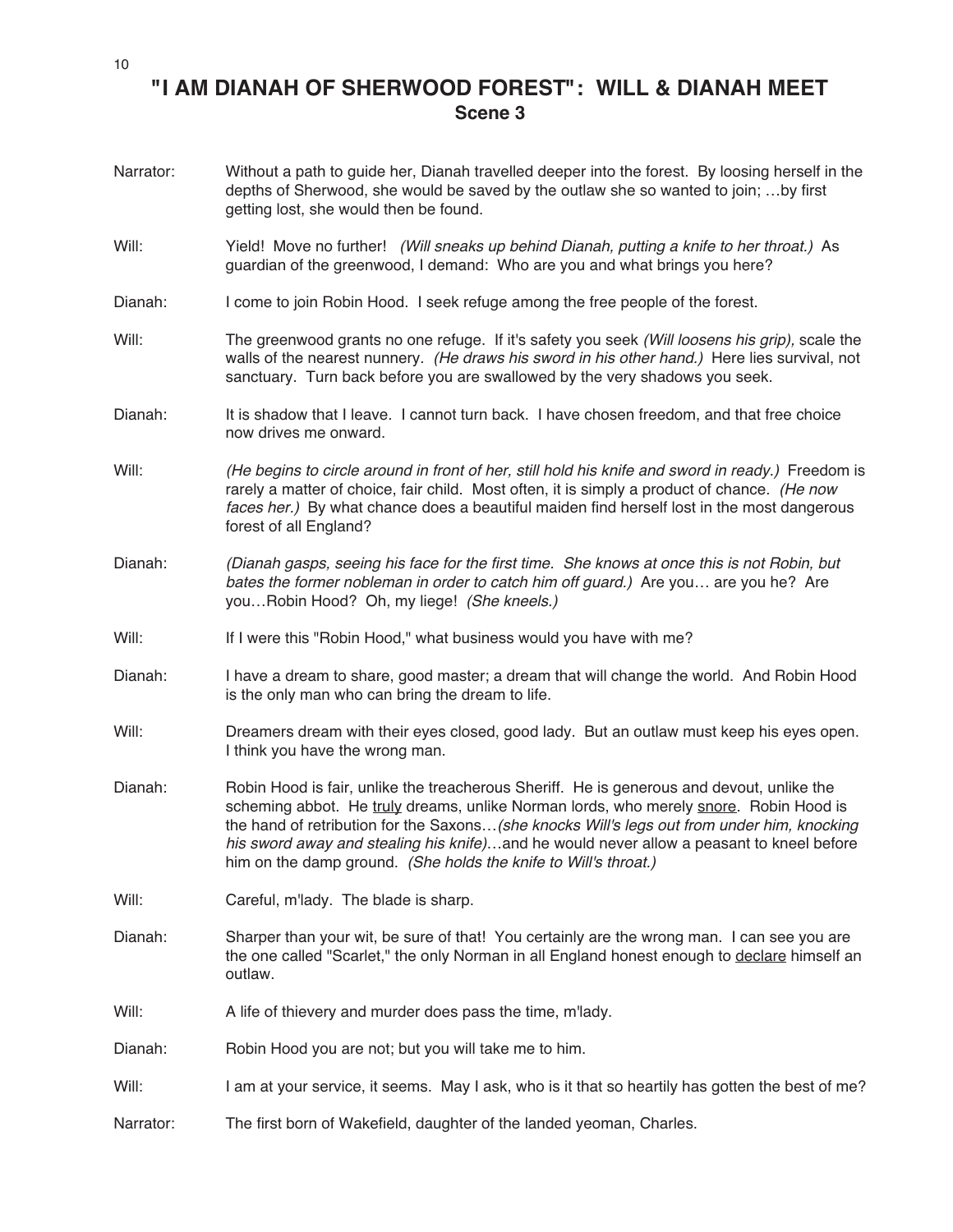# "I AM DIANAH OF SHERWOOD FOREST": WILL & DIANAH MEET

## Scene 3

Narrator: Without a path to guide her, Dianah travelled deeper into the forest. By loosing herself in the depths of Sherwood, she would be saved by the outlaw she so wanted to join; …by first getting lost, she would then be found.

Will: Yield! Move no further! *(Will sneaks up behind Dianah, putting a knife to her throat.)* As guardian of the greenwood, I demand: Who are you and what brings you here?

Dianah: I come to join Robin Hood. I seek refuge among the free people of the forest.

Will: The greenwood grants no one refuge. If it's safety you seek *(Will loosens his grip),* scale the walls of the nearest nunnery. *(He draws his sword in his other hand.)* Here lies survival, not sanctuary. Turn back before you are swallowed by the very shadows you seek.

Dianah: It is shadow that I leave. I cannot turn back. I have chosen freedom, and that free choice now drives me onward.

Will: *(He begins to circle around in front of her, still hold his knife and sword in ready.)* Freedom is rarely a matter of choice, fair child. Most often, it is simply a product of chance. *(He now faces her.)* By what chance does a beautiful maiden find herself lost in the most dangerous forest of all England?

Dianah: *(Dianah gasps, seeing his face for the first time. She knows at once this is not Robin, but bates the former nobleman in order to catch him off guard.)* Are you… are you he? Are you…Robin Hood? Oh, my liege! *(She kneels.)*

Will: If I were this "Robin Hood," what business would you have with me?

Dianah: I have a dream to share, good master; a dream that will change the world. And Robin Hood is the only man who can bring the dream to life.

Will: Dreamers dream with their eyes closed, good lady. But an outlaw must keep his eyes open. I think you have the wrong man.

Dianah: Robin Hood is fair, unlike the treacherous Sheriff. He is generous and devout, unlike the scheming abbot. He <u>truly</u> dreams, unlike Norman lords, who merely <u>snore</u>. Robin Hood is the hand of retribution for the Saxons…*(she knocks Will's legs out from under him, knocking his sword away and stealing his knife)*…and he would never allow a peasant to kneel before him on the damp ground. *(She holds the knife to Will's throat.)*

Will: Careful, m'lady. The blade is sharp.

Dianah: Sharper than your wit, be sure of that! You certainly are the wrong man. I can see you are the one called "Scarlet," the only Norman in all England honest enough to <u>declare</u> himself an outlaw.

Will: A life of thievery and murder does pass the time, m'lady.

Dianah: Robin Hood you are not; but you will take me to him.

Will: I am at your service, it seems. May I ask, who is it that so heartily has gotten the best of me?

Narrator: The first born of Wakefield, daughter of the landed yeoman, Charles.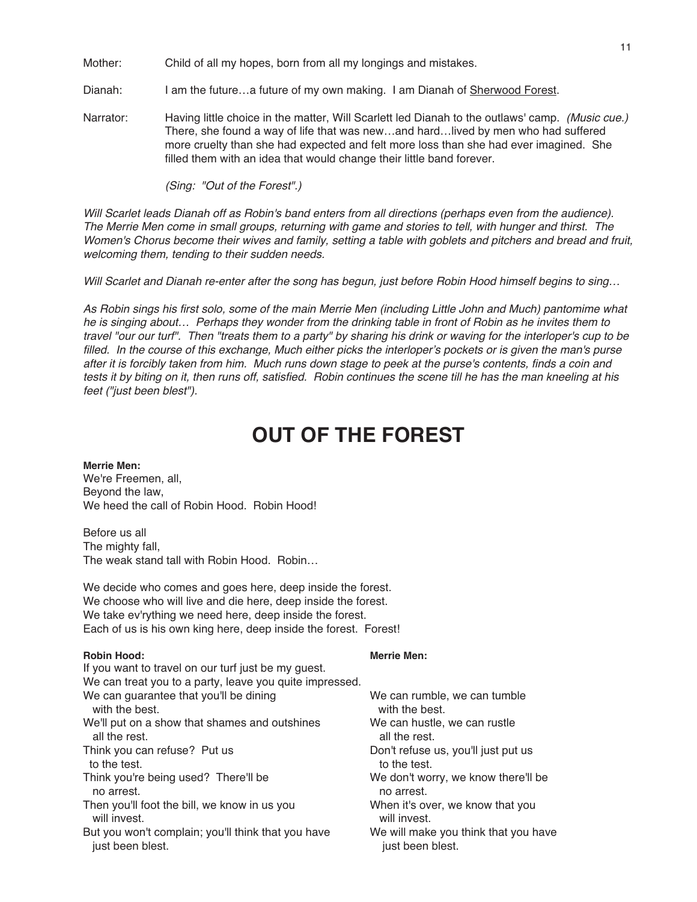Mother: Child of all my hopes, born from all my longings and mistakes.

Dianah: I am the future…a future of my own making. I am Dianah of Sherwood Forest.

Narrator: Having little choice in the matter, Will Scarlett led Dianah to the outlaws' camp. *(Music cue.)* There, she found a way of life that was new…and hard…lived by men who had suffered more cruelty than she had expected and felt more loss than she had ever imagined. She filled them with an idea that would change their little band forever.

*(Sing: "Out of the Forest".)*

*Will Scarlet leads Dianah off as Robin's band enters from all directions (perhaps even from the audience). The Merrie Men come in small groups, returning with game and stories to tell, with hunger and thirst. The Women's Chorus become their wives and family, setting a table with goblets and pitchers and bread and fruit, welcoming them, tending to their sudden needs.*

*Will Scarlet and Dianah re-enter after the song has begun, just before Robin Hood himself begins to sing…*

*As Robin sings his first solo, some of the main Merrie Men (including Little John and Much) pantomime what he is singing about… Perhaps they wonder from the drinking table in front of Robin as he invites them to travel "our our turf". Then "treats them to a party" by sharing his drink or waving for the interloper's cup to be filled. In the course of this exchange, Much either picks the interloper's pockets or is given the man's purse after it is forcibly taken from him. Much runs down stage to peek at the purse's contents, finds a coin and tests it by biting on it, then runs off, satisfied. Robin continues the scene till he has the man kneeling at his feet ("just been blest").*

# OUT OF THE FOREST

**Merrie Men:**
We're Freemen, all,
Beyond the law,
We heed the call of Robin Hood. Robin Hood!

Before us all
The mighty fall,
The weak stand tall with Robin Hood. Robin…

We decide who comes and goes here, deep inside the forest.
We choose who will live and die here, deep inside the forest.
We take ev'rything we need here, deep inside the forest.
Each of us is his own king here, deep inside the forest. Forest!

**Robin Hood:**
If you want to travel on our turf just be my guest.
We can treat you to a party, leave you quite impressed.
We can guarantee that you'll be dining with the best.
We'll put on a show that shames and outshines all the rest.
Think you can refuse? Put us to the test.
Think you're being used? There'll be no arrest.
Then you'll foot the bill, we know in us you will invest.
But you won't complain; you'll think that you have just been blest.

**Merrie Men:**
We can rumble, we can tumble with the best.
We can hustle, we can rustle all the rest.
Don't refuse us, you'll just put us to the test.
We don't worry, we know there'll be no arrest.
When it's over, we know that you will invest.
We will make you think that you have just been blest.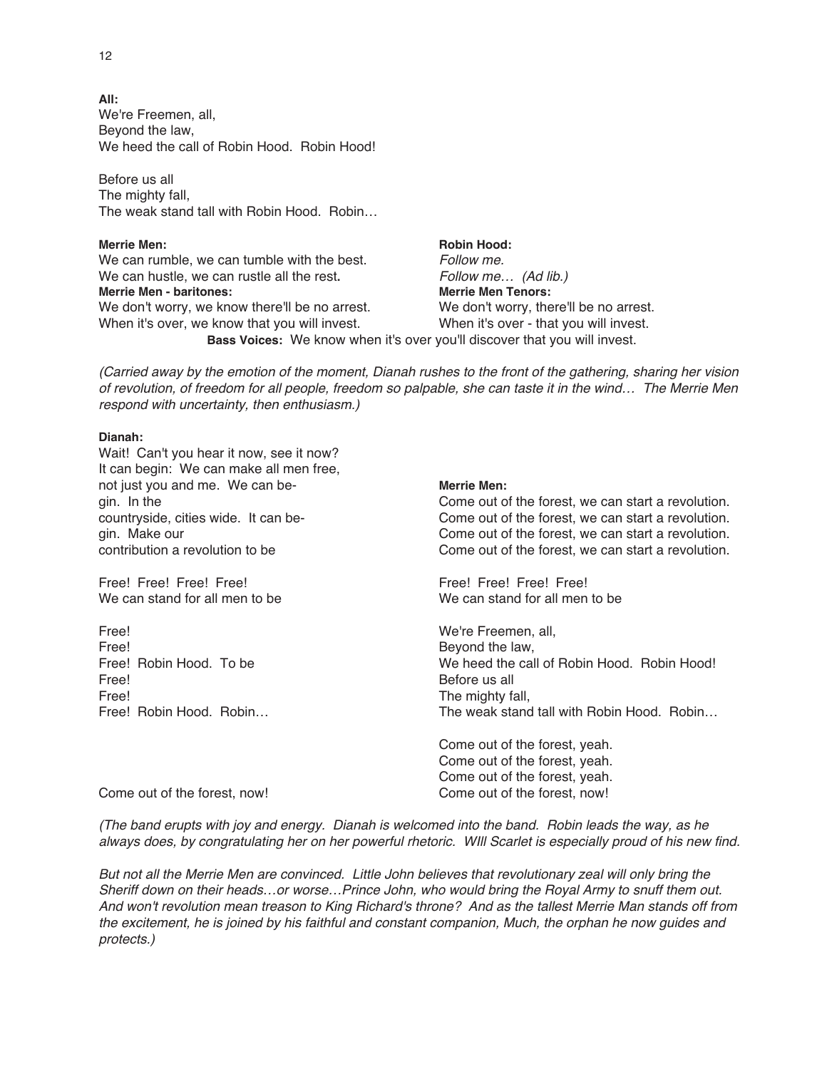**All:**
We're Freemen, all,
Beyond the law,
We heed the call of Robin Hood. Robin Hood!

Before us all
The mighty fall,
The weak stand tall with Robin Hood. Robin…

| **Merrie Men:** | **Robin Hood:** |
| --- | --- |
| We can rumble, we can tumble with the best. | *Follow me.* |
| We can hustle, we can rustle all the rest. | *Follow me… (Ad lib.)* |
| **Merrie Men - baritones:** | **Merrie Men Tenors:** |
| We don't worry, we know there'll be no arrest. | We don't worry, there'll be no arrest. |
| When it's over, we know that you will invest. | When it's over - that you will invest. |

**Bass Voices:** We know when it's over you'll discover that you will invest.

*(Carried away by the emotion of the moment, Dianah rushes to the front of the gathering, sharing her vision of revolution, of freedom for all people, freedom so palpable, she can taste it in the wind… The Merrie Men respond with uncertainty, then enthusiasm.)*

| **Dianah:** | |
| --- | --- |
| Wait! Can't you hear it now, see it now? | |
| It can begin: We can make all men free, | |
| not just you and me. We can be- | **Merrie Men:** |
| gin. In the | Come out of the forest, we can start a revolution. |
| countryside, cities wide. It can be- | Come out of the forest, we can start a revolution. |
| gin. Make our | Come out of the forest, we can start a revolution. |
| contribution a revolution to be | Come out of the forest, we can start a revolution. |
| | |
| Free! Free! Free! Free! | Free! Free! Free! Free! |
| We can stand for all men to be | We can stand for all men to be |
| | |
| Free! | We're Freemen, all, |
| Free! | Beyond the law, |
| Free! Robin Hood. To be | We heed the call of Robin Hood. Robin Hood! |
| Free! | Before us all |
| Free! | The mighty fall, |
| Free! Robin Hood. Robin… | The weak stand tall with Robin Hood. Robin… |
| | |
| | Come out of the forest, yeah. |
| | Come out of the forest, yeah. |
| | Come out of the forest, yeah. |
| Come out of the forest, now! | Come out of the forest, now! |

*(The band erupts with joy and energy. Dianah is welcomed into the band. Robin leads the way, as he always does, by congratulating her on her powerful rhetoric. WIll Scarlet is especially proud of his new find.*

*But not all the Merrie Men are convinced. Little John believes that revolutionary zeal will only bring the Sheriff down on their heads…or worse…Prince John, who would bring the Royal Army to snuff them out. And won't revolution mean treason to King Richard's throne? And as the tallest Merrie Man stands off from the excitement, he is joined by his faithful and constant companion, Much, the orphan he now guides and protects.)*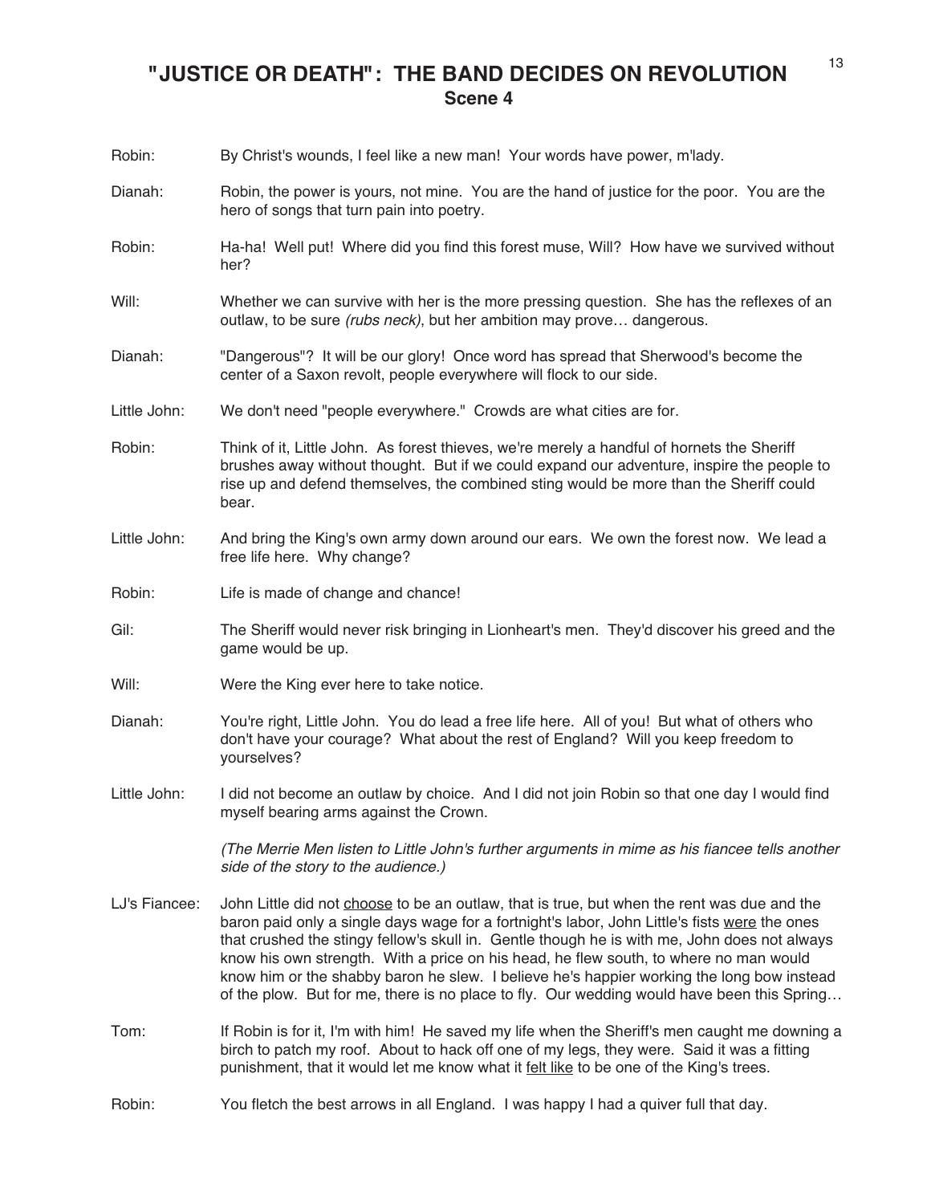## "JUSTICE OR DEATH": THE BAND DECIDES ON REVOLUTION

### Scene 4

Robin: By Christ's wounds, I feel like a new man! Your words have power, m'lady.

Dianah: Robin, the power is yours, not mine. You are the hand of justice for the poor. You are the hero of songs that turn pain into poetry.

Robin: Ha-ha! Well put! Where did you find this forest muse, Will? How have we survived without her?

Will: Whether we can survive with her is the more pressing question. She has the reflexes of an outlaw, to be sure *(rubs neck)*, but her ambition may prove… dangerous.

Dianah: "Dangerous"? It will be our glory! Once word has spread that Sherwood's become the center of a Saxon revolt, people everywhere will flock to our side.

Little John: We don't need "people everywhere." Crowds are what cities are for.

Robin: Think of it, Little John. As forest thieves, we're merely a handful of hornets the Sheriff brushes away without thought. But if we could expand our adventure, inspire the people to rise up and defend themselves, the combined sting would be more than the Sheriff could bear.

Little John: And bring the King's own army down around our ears. We own the forest now. We lead a free life here. Why change?

Robin: Life is made of change and chance!

Gil: The Sheriff would never risk bringing in Lionheart's men. They'd discover his greed and the game would be up.

Will: Were the King ever here to take notice.

Dianah: You're right, Little John. You do lead a free life here. All of you! But what of others who don't have your courage? What about the rest of England? Will you keep freedom to yourselves?

Little John: I did not become an outlaw by choice. And I did not join Robin so that one day I would find myself bearing arms against the Crown.

*(The Merrie Men listen to Little John's further arguments in mime as his fiancee tells another side of the story to the audience.)*

LJ's Fiancee: John Little did not <u>choose</u> to be an outlaw, that is true, but when the rent was due and the baron paid only a single days wage for a fortnight's labor, John Little's fists <u>were</u> the ones that crushed the stingy fellow's skull in. Gentle though he is with me, John does not always know his own strength. With a price on his head, he flew south, to where no man would know him or the shabby baron he slew. I believe he's happier working the long bow instead of the plow. But for me, there is no place to fly. Our wedding would have been this Spring…

Tom: If Robin is for it, I'm with him! He saved my life when the Sheriff's men caught me downing a birch to patch my roof. About to hack off one of my legs, they were. Said it was a fitting punishment, that it would let me know what it <u>felt like</u> to be one of the King's trees.

Robin: You fletch the best arrows in all England. I was happy I had a quiver full that day.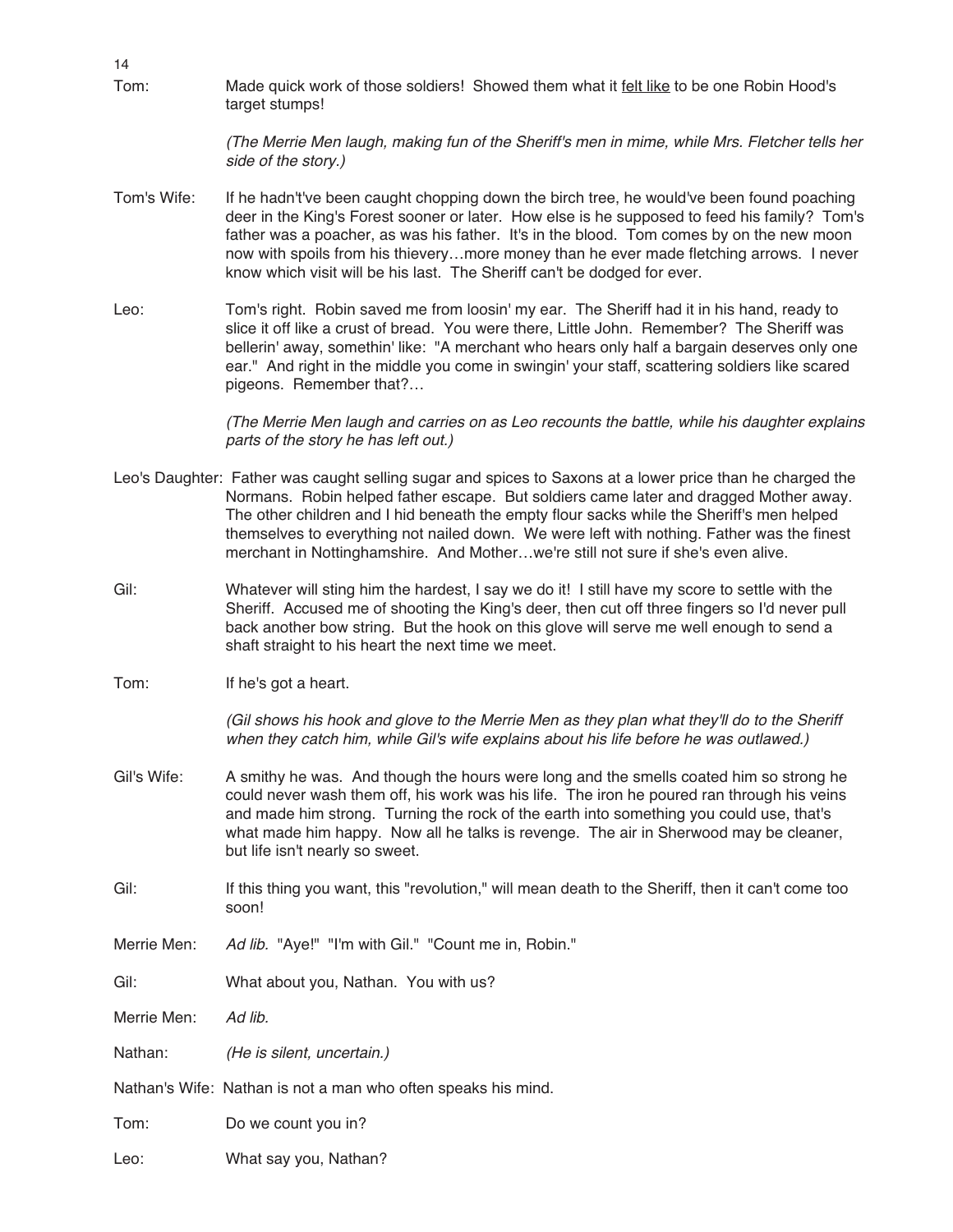**Tom:** Made quick work of those soldiers! Showed them what it <u>felt like</u> to be one Robin Hood's target stumps!

*(The Merrie Men laugh, making fun of the Sheriff's men in mime, while Mrs. Fletcher tells her side of the story.)*

**Tom's Wife:** If he hadn't've been caught chopping down the birch tree, he would've been found poaching deer in the King's Forest sooner or later. How else is he supposed to feed his family? Tom's father was a poacher, as was his father. It's in the blood. Tom comes by on the new moon now with spoils from his thievery…more money than he ever made fletching arrows. I never know which visit will be his last. The Sheriff can't be dodged for ever.

**Leo:** Tom's right. Robin saved me from loosin' my ear. The Sheriff had it in his hand, ready to slice it off like a crust of bread. You were there, Little John. Remember? The Sheriff was bellerin' away, somethin' like: "A merchant who hears only half a bargain deserves only one ear." And right in the middle you come in swingin' your staff, scattering soldiers like scared pigeons. Remember that?…

*(The Merrie Men laugh and carries on as Leo recounts the battle, while his daughter explains parts of the story he has left out.)*

**Leo's Daughter:** Father was caught selling sugar and spices to Saxons at a lower price than he charged the Normans. Robin helped father escape. But soldiers came later and dragged Mother away. The other children and I hid beneath the empty flour sacks while the Sheriff's men helped themselves to everything not nailed down. We were left with nothing. Father was the finest merchant in Nottinghamshire. And Mother…we're still not sure if she's even alive.

**Gil:** Whatever will sting him the hardest, I say we do it! I still have my score to settle with the Sheriff. Accused me of shooting the King's deer, then cut off three fingers so I'd never pull back another bow string. But the hook on this glove will serve me well enough to send a shaft straight to his heart the next time we meet.

**Tom:** If he's got a heart.

*(Gil shows his hook and glove to the Merrie Men as they plan what they'll do to the Sheriff when they catch him, while Gil's wife explains about his life before he was outlawed.)*

**Gil's Wife:** A smithy he was. And though the hours were long and the smells coated him so strong he could never wash them off, his work was his life. The iron he poured ran through his veins and made him strong. Turning the rock of the earth into something you could use, that's what made him happy. Now all he talks is revenge. The air in Sherwood may be cleaner, but life isn't nearly so sweet.

**Gil:** If this thing you want, this "revolution," will mean death to the Sheriff, then it can't come too soon!

**Merrie Men:** *Ad lib.* "Aye!" "I'm with Gil." "Count me in, Robin."

**Gil:** What about you, Nathan. You with us?

**Merrie Men:** *Ad lib.*

**Nathan:** *(He is silent, uncertain.)*

**Nathan's Wife:** Nathan is not a man who often speaks his mind.

**Tom:** Do we count you in?

**Leo:** What say you, Nathan?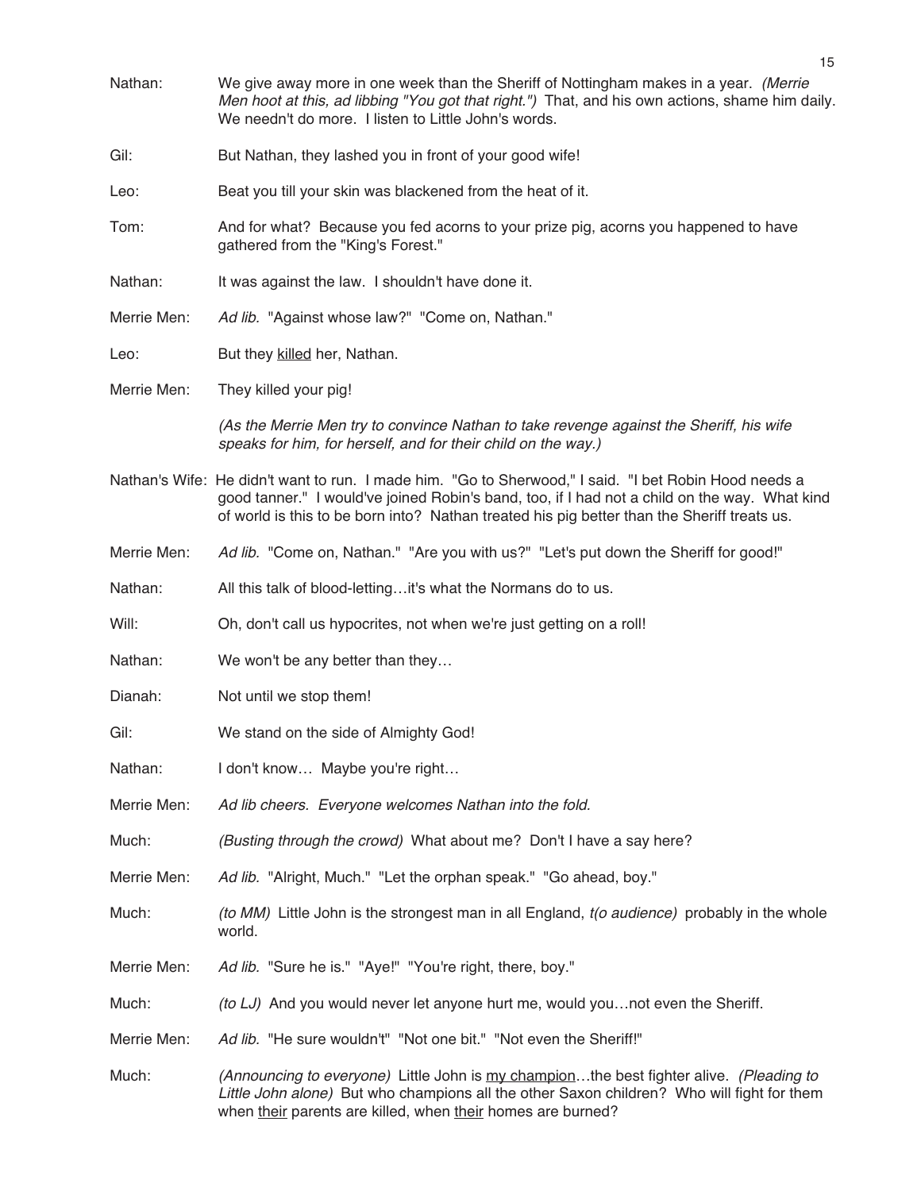Nathan: We give away more in one week than the Sheriff of Nottingham makes in a year. *(Merrie Men hoot at this, ad libbing "You got that right.")* That, and his own actions, shame him daily. We needn't do more. I listen to Little John's words.

Gil: But Nathan, they lashed you in front of your good wife!

Leo: Beat you till your skin was blackened from the heat of it.

Tom: And for what? Because you fed acorns to your prize pig, acorns you happened to have gathered from the "King's Forest."

Nathan: It was against the law. I shouldn't have done it.

Merrie Men: *Ad lib.* "Against whose law?" "Come on, Nathan."

Leo: But they <u>killed</u> her, Nathan.

Merrie Men: They killed your pig!

*(As the Merrie Men try to convince Nathan to take revenge against the Sheriff, his wife speaks for him, for herself, and for their child on the way.)*

Nathan's Wife: He didn't want to run. I made him. "Go to Sherwood," I said. "I bet Robin Hood needs a good tanner." I would've joined Robin's band, too, if I had not a child on the way. What kind of world is this to be born into? Nathan treated his pig better than the Sheriff treats us.

Merrie Men: *Ad lib.* "Come on, Nathan." "Are you with us?" "Let's put down the Sheriff for good!"

Nathan: All this talk of blood-letting…it's what the Normans do to us.

Will: Oh, don't call us hypocrites, not when we're just getting on a roll!

Nathan: We won't be any better than they…

Dianah: Not until we stop them!

Gil: We stand on the side of Almighty God!

Nathan: I don't know… Maybe you're right…

Merrie Men: *Ad lib cheers. Everyone welcomes Nathan into the fold.*

Much: *(Busting through the crowd)* What about me? Don't I have a say here?

Merrie Men: *Ad lib.* "Alright, Much." "Let the orphan speak." "Go ahead, boy."

Much: *(to MM)* Little John is the strongest man in all England, *t(o audience)* probably in the whole world.

Merrie Men: *Ad lib.* "Sure he is." "Aye!" "You're right, there, boy."

Much: *(to LJ)* And you would never let anyone hurt me, would you…not even the Sheriff.

Merrie Men: *Ad lib.* "He sure wouldn't" "Not one bit." "Not even the Sheriff!"

Much: *(Announcing to everyone)* Little John is <u>my champion</u>…the best fighter alive. *(Pleading to Little John alone)* But who champions all the other Saxon children? Who will fight for them when <u>their</u> parents are killed, when <u>their</u> homes are burned?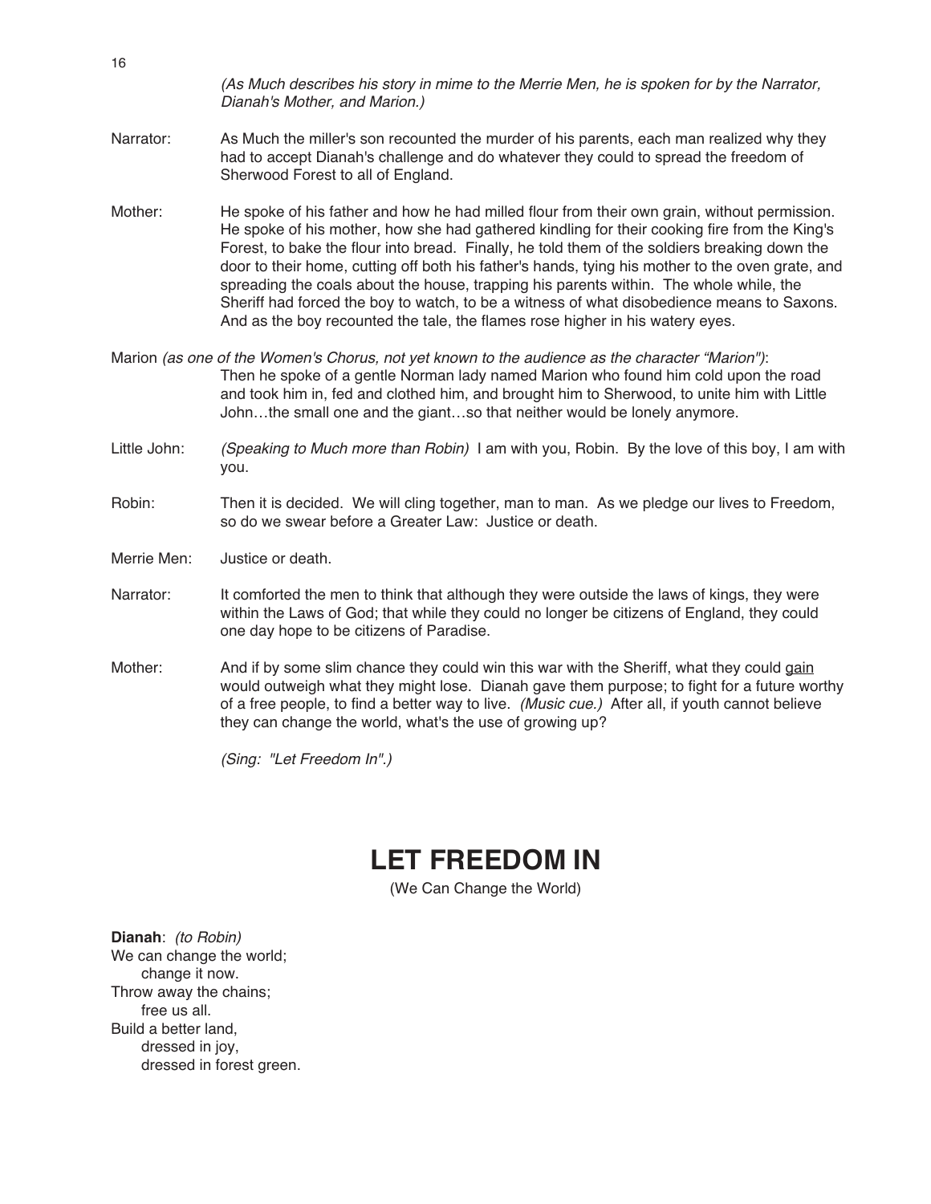*(As Much describes his story in mime to the Merrie Men, he is spoken for by the Narrator, Dianah's Mother, and Marion.)*

Narrator: As Much the miller's son recounted the murder of his parents, each man realized why they had to accept Dianah's challenge and do whatever they could to spread the freedom of Sherwood Forest to all of England.

Mother: He spoke of his father and how he had milled flour from their own grain, without permission. He spoke of his mother, how she had gathered kindling for their cooking fire from the King's Forest, to bake the flour into bread. Finally, he told them of the soldiers breaking down the door to their home, cutting off both his father's hands, tying his mother to the oven grate, and spreading the coals about the house, trapping his parents within. The whole while, the Sheriff had forced the boy to watch, to be a witness of what disobedience means to Saxons. And as the boy recounted the tale, the flames rose higher in his watery eyes.

Marion *(as one of the Women's Chorus, not yet known to the audience as the character "Marion")*: Then he spoke of a gentle Norman lady named Marion who found him cold upon the road and took him in, fed and clothed him, and brought him to Sherwood, to unite him with Little John…the small one and the giant…so that neither would be lonely anymore.

Little John: *(Speaking to Much more than Robin)* I am with you, Robin. By the love of this boy, I am with you.

Robin: Then it is decided. We will cling together, man to man. As we pledge our lives to Freedom, so do we swear before a Greater Law: Justice or death.

Merrie Men: Justice or death.

Narrator: It comforted the men to think that although they were outside the laws of kings, they were within the Laws of God; that while they could no longer be citizens of England, they could one day hope to be citizens of Paradise.

Mother: And if by some slim chance they could win this war with the Sheriff, what they could <u>gain</u> would outweigh what they might lose. Dianah gave them purpose; to fight for a future worthy of a free people, to find a better way to live. *(Music cue.)* After all, if youth cannot believe they can change the world, what's the use of growing up?

*(Sing: "Let Freedom In".)*

# LET FREEDOM IN

(We Can Change the World)

**Dianah**: *(to Robin)*
We can change the world;
  change it now.
Throw away the chains;
  free us all.
Build a better land,
  dressed in joy,
  dressed in forest green.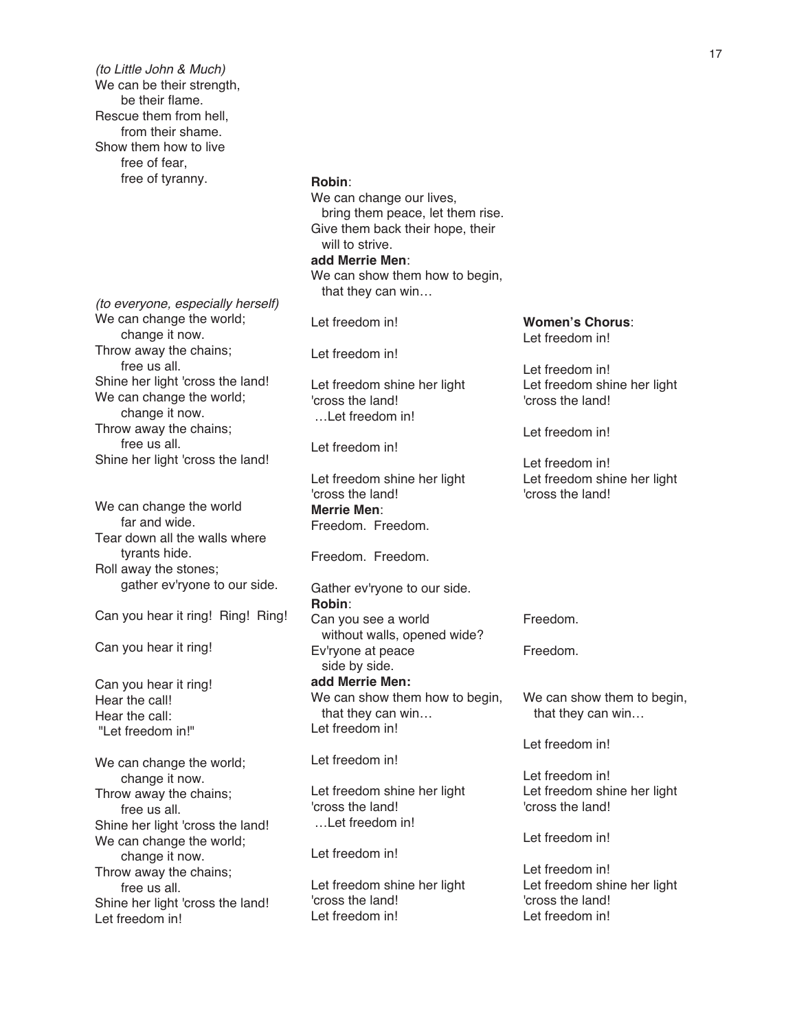*(to Little John & Much)*
We can be their strength,
be their flame.
Rescue them from hell,
from their shame.
Show them how to live
free of fear,
free of tyranny.

**Robin**:
We can change our lives,
bring them peace, let them rise.
Give them back their hope, their
will to strive.
**add Merrie Men**:
We can show them how to begin,
that they can win…

*(to everyone, especially herself)*
We can change the world;
change it now.
Throw away the chains;
free us all.
Shine her light 'cross the land!
We can change the world;
change it now.
Throw away the chains;
free us all.
Shine her light 'cross the land!

Let freedom in!
Let freedom in!
Let freedom shine her light
'cross the land!
…Let freedom in!
Let freedom in!
Let freedom shine her light
'cross the land!

**Women's Chorus**:
Let freedom in!
Let freedom in!
Let freedom shine her light
'cross the land!
Let freedom in!
Let freedom in!
Let freedom shine her light
'cross the land!

We can change the world
far and wide.
Tear down all the walls where
tyrants hide.
Roll away the stones;
gather ev'ryone to our side.

**Merrie Men**:
Freedom. Freedom.
Freedom. Freedom.
Gather ev'ryone to our side.

Can you hear it ring! Ring! Ring!
Can you hear it ring!
Can you hear it ring!
Hear the call!
Hear the call:
"Let freedom in!"

**Robin**:
Can you see a world
without walls, opened wide?
Ev'ryone at peace
side by side.
**add Merrie Men:**
We can show them how to begin,
that they can win…
Let freedom in!

Freedom.
Freedom.
We can show them to begin,
that they can win…

We can change the world;
change it now.
Throw away the chains;
free us all.
Shine her light 'cross the land!
We can change the world;
change it now.
Throw away the chains;
free us all.
Shine her light 'cross the land!
Let freedom in!

Let freedom in!
Let freedom shine her light
'cross the land!
…Let freedom in!
Let freedom in!
Let freedom shine her light
'cross the land!
Let freedom in!

Let freedom in!
Let freedom in!
Let freedom shine her light
'cross the land!
Let freedom in!
Let freedom in!
Let freedom shine her light
'cross the land!
Let freedom in!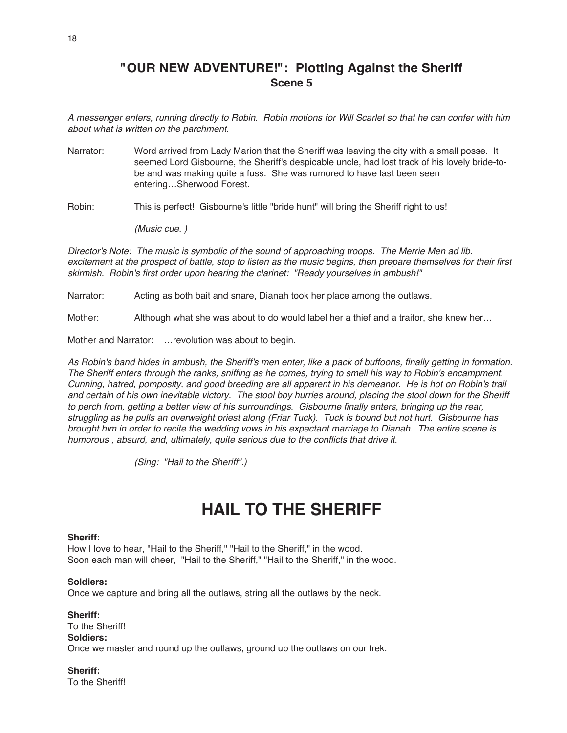## "OUR NEW ADVENTURE!": Plotting Against the Sheriff
### Scene 5

*A messenger enters, running directly to Robin. Robin motions for Will Scarlet so that he can confer with him about what is written on the parchment.*

Narrator: Word arrived from Lady Marion that the Sheriff was leaving the city with a small posse. It seemed Lord Gisbourne, the Sheriff's despicable uncle, had lost track of his lovely bride-to-be and was making quite a fuss. She was rumored to have last been seen entering…Sherwood Forest.

Robin: This is perfect! Gisbourne's little "bride hunt" will bring the Sheriff right to us!

*(Music cue. )*

*Director's Note: The music is symbolic of the sound of approaching troops. The Merrie Men ad lib. excitement at the prospect of battle, stop to listen as the music begins, then prepare themselves for their first skirmish. Robin's first order upon hearing the clarinet: "Ready yourselves in ambush!"*

Narrator: Acting as both bait and snare, Dianah took her place among the outlaws.

Mother: Although what she was about to do would label her a thief and a traitor, she knew her…

Mother and Narrator: …revolution was about to begin.

*As Robin's band hides in ambush, the Sheriff's men enter, like a pack of buffoons, finally getting in formation. The Sheriff enters through the ranks, sniffing as he comes, trying to smell his way to Robin's encampment. Cunning, hatred, pomposity, and good breeding are all apparent in his demeanor. He is hot on Robin's trail and certain of his own inevitable victory. The stool boy hurries around, placing the stool down for the Sheriff to perch from, getting a better view of his surroundings. Gisbourne finally enters, bringing up the rear, struggling as he pulls an overweight priest along (Friar Tuck). Tuck is bound but not hurt. Gisbourne has brought him in order to recite the wedding vows in his expectant marriage to Dianah. The entire scene is humorous , absurd, and, ultimately, quite serious due to the conflicts that drive it.*

*(Sing: "Hail to the Sheriff".)*

# HAIL TO THE SHERIFF

**Sheriff:**
How I love to hear, "Hail to the Sheriff," "Hail to the Sheriff," in the wood.
Soon each man will cheer, "Hail to the Sheriff," "Hail to the Sheriff," in the wood.

**Soldiers:**
Once we capture and bring all the outlaws, string all the outlaws by the neck.

**Sheriff:**
To the Sheriff!
**Soldiers:**
Once we master and round up the outlaws, ground up the outlaws on our trek.

**Sheriff:**
To the Sheriff!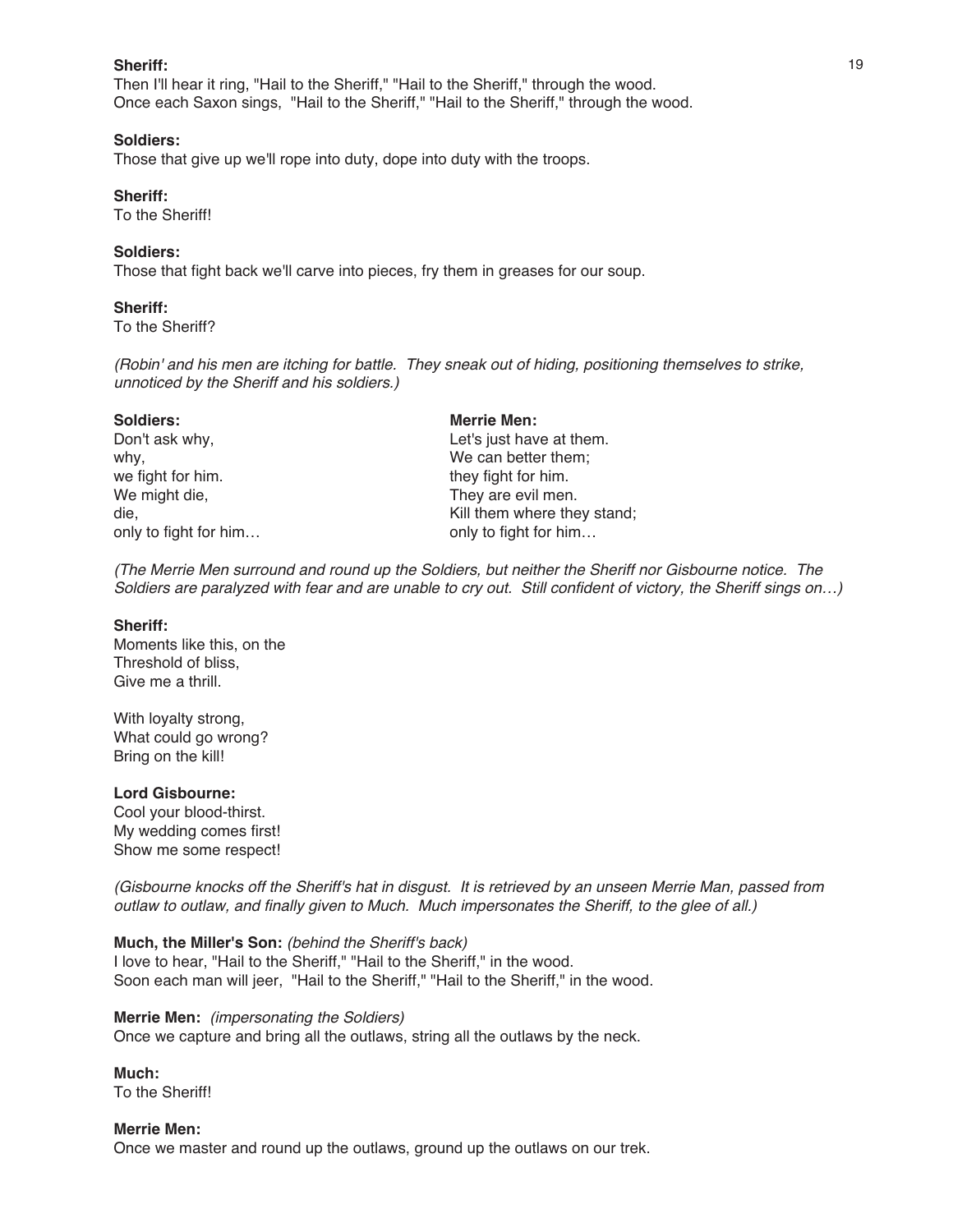**Sheriff:**
Then I'll hear it ring, "Hail to the Sheriff," "Hail to the Sheriff," through the wood.
Once each Saxon sings, "Hail to the Sheriff," "Hail to the Sheriff," through the wood.

**Soldiers:**
Those that give up we'll rope into duty, dope into duty with the troops.

**Sheriff:**
To the Sheriff!

**Soldiers:**
Those that fight back we'll carve into pieces, fry them in greases for our soup.

**Sheriff:**
To the Sheriff?

*(Robin' and his men are itching for battle. They sneak out of hiding, positioning themselves to strike, unnoticed by the Sheriff and his soldiers.)*

**Soldiers:**
Don't ask why,
why,
we fight for him.
We might die,
die,
only to fight for him…

**Merrie Men:**
Let's just have at them.
We can better them;
they fight for him.
They are evil men.
Kill them where they stand;
only to fight for him…

*(The Merrie Men surround and round up the Soldiers, but neither the Sheriff nor Gisbourne notice. The Soldiers are paralyzed with fear and are unable to cry out. Still confident of victory, the Sheriff sings on…)*

**Sheriff:**
Moments like this, on the
Threshold of bliss,
Give me a thrill.

With loyalty strong,
What could go wrong?
Bring on the kill!

**Lord Gisbourne:**
Cool your blood-thirst.
My wedding comes first!
Show me some respect!

*(Gisbourne knocks off the Sheriff's hat in disgust. It is retrieved by an unseen Merrie Man, passed from outlaw to outlaw, and finally given to Much. Much impersonates the Sheriff, to the glee of all.)*

**Much, the Miller's Son:** *(behind the Sheriff's back)*
I love to hear, "Hail to the Sheriff," "Hail to the Sheriff," in the wood.
Soon each man will jeer, "Hail to the Sheriff," "Hail to the Sheriff," in the wood.

**Merrie Men:** *(impersonating the Soldiers)*
Once we capture and bring all the outlaws, string all the outlaws by the neck.

**Much:**
To the Sheriff!

**Merrie Men:**
Once we master and round up the outlaws, ground up the outlaws on our trek.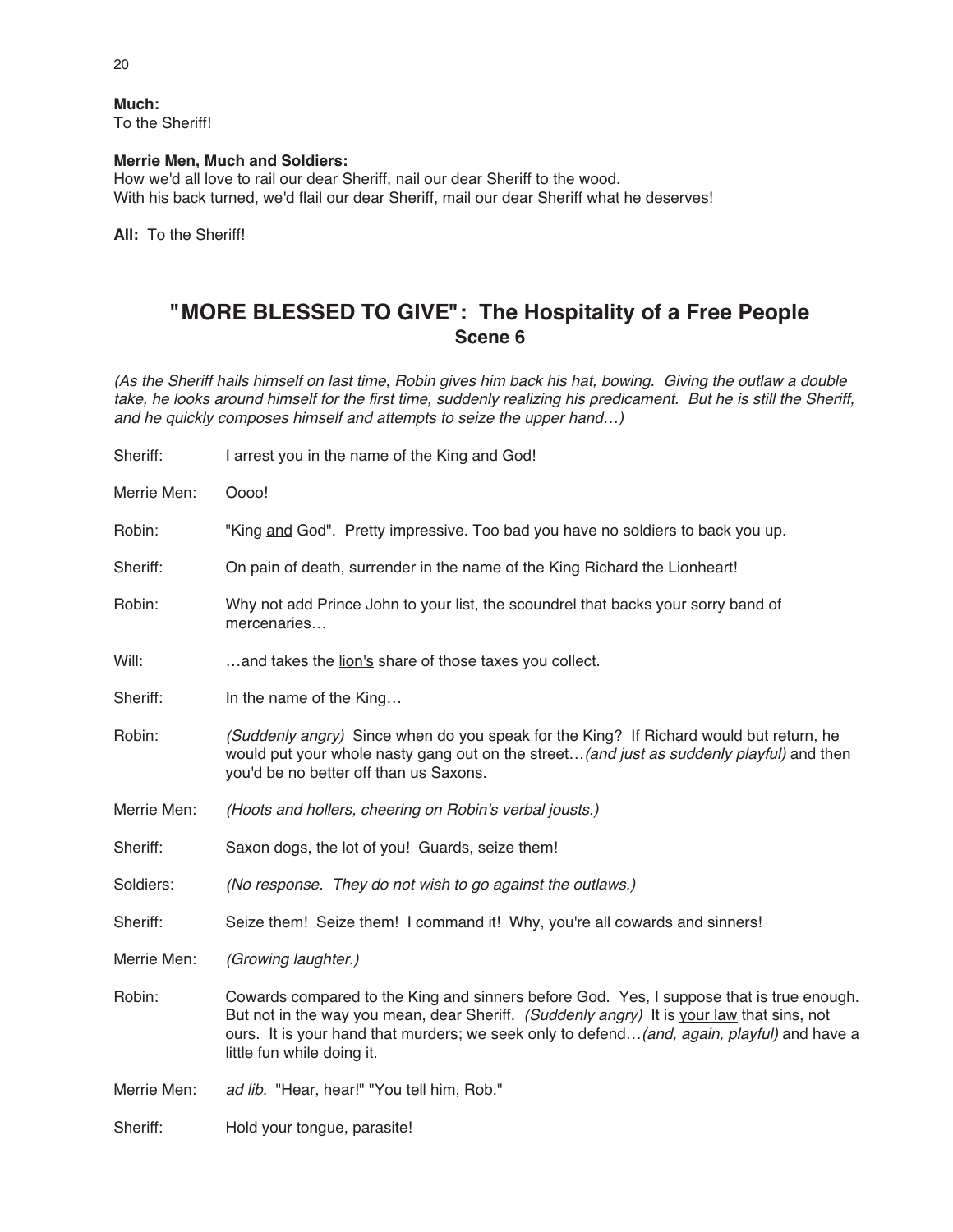**Much:**
To the Sheriff!

**Merrie Men, Much and Soldiers:**
How we'd all love to rail our dear Sheriff, nail our dear Sheriff to the wood.
With his back turned, we'd flail our dear Sheriff, mail our dear Sheriff what he deserves!

**All:** To the Sheriff!

## "MORE BLESSED TO GIVE": The Hospitality of a Free People
### Scene 6

*(As the Sheriff hails himself on last time, Robin gives him back his hat, bowing. Giving the outlaw a double take, he looks around himself for the first time, suddenly realizing his predicament. But he is still the Sheriff, and he quickly composes himself and attempts to seize the upper hand…)*

Sheriff: I arrest you in the name of the King and God!

Merrie Men: Oooo!

Robin: "King <u>and</u> God". Pretty impressive. Too bad you have no soldiers to back you up.

Sheriff: On pain of death, surrender in the name of the King Richard the Lionheart!

Robin: Why not add Prince John to your list, the scoundrel that backs your sorry band of mercenaries…

Will: …and takes the <u>lion's</u> share of those taxes you collect.

Sheriff: In the name of the King…

Robin: *(Suddenly angry)* Since when do you speak for the King? If Richard would but return, he would put your whole nasty gang out on the street…*(and just as suddenly playful)* and then you'd be no better off than us Saxons.

Merrie Men: *(Hoots and hollers, cheering on Robin's verbal jousts.)*

Sheriff: Saxon dogs, the lot of you! Guards, seize them!

Soldiers: *(No response. They do not wish to go against the outlaws.)*

Sheriff: Seize them! Seize them! I command it! Why, you're all cowards and sinners!

Merrie Men: *(Growing laughter.)*

Robin: Cowards compared to the King and sinners before God. Yes, I suppose that is true enough. But not in the way you mean, dear Sheriff. *(Suddenly angry)* It is <u>your law</u> that sins, not ours. It is your hand that murders; we seek only to defend…*(and, again, playful)* and have a little fun while doing it.

Merrie Men: *ad lib.* "Hear, hear!" "You tell him, Rob."

Sheriff: Hold your tongue, parasite!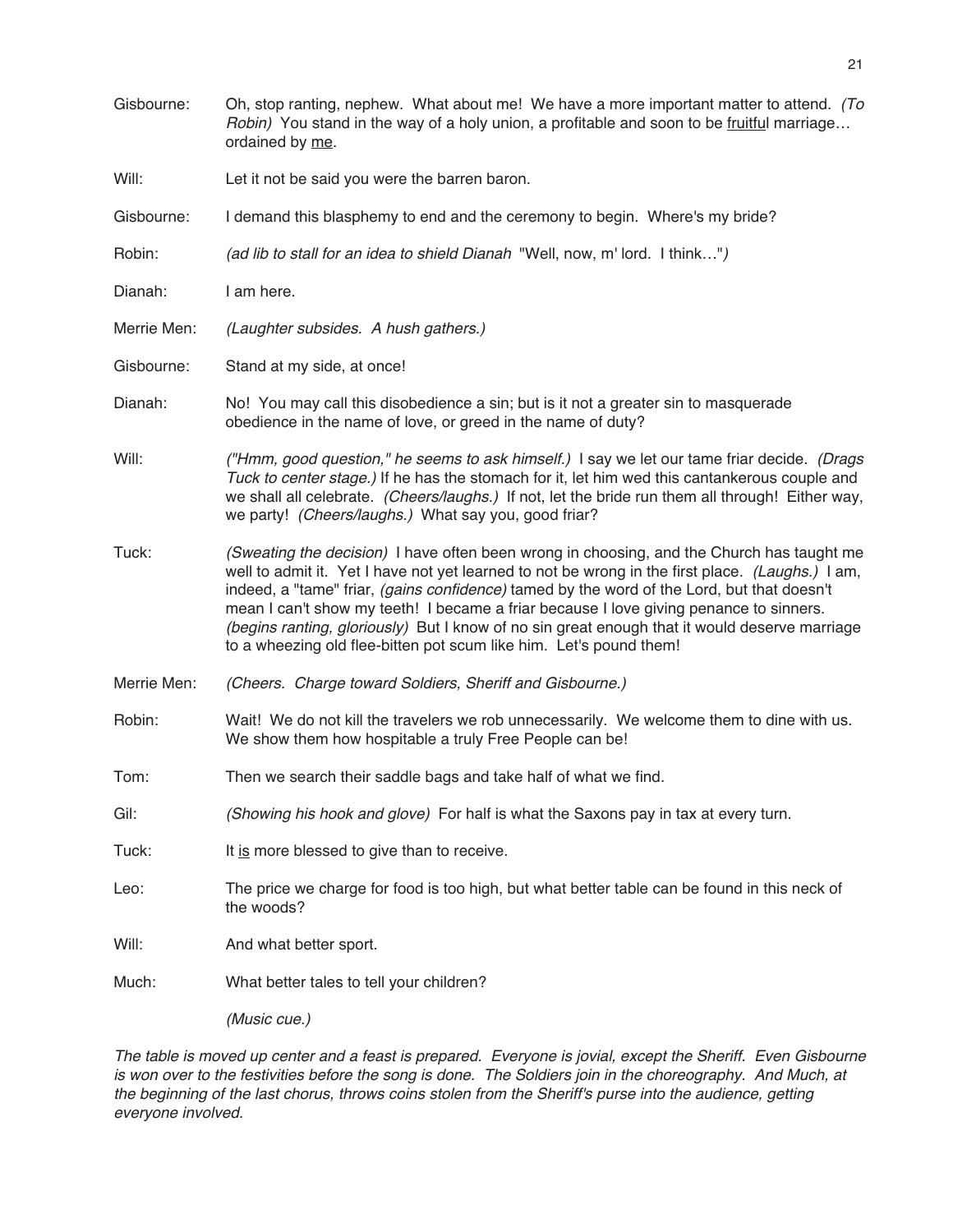Gisbourne: Oh, stop ranting, nephew. What about me! We have a more important matter to attend. *(To Robin)* You stand in the way of a holy union, a profitable and soon to be <u>fruitful</u> marriage… ordained by <u>me</u>.

Will: Let it not be said you were the barren baron.

Gisbourne: I demand this blasphemy to end and the ceremony to begin. Where's my bride?

Robin: *(ad lib to stall for an idea to shield Dianah "Well, now, m' lord. I think…")*

Dianah: I am here.

Merrie Men: *(Laughter subsides. A hush gathers.)*

Gisbourne: Stand at my side, at once!

Dianah: No! You may call this disobedience a sin; but is it not a greater sin to masquerade obedience in the name of love, or greed in the name of duty?

Will: *("Hmm, good question," he seems to ask himself.)* I say we let our tame friar decide. *(Drags Tuck to center stage.)* If he has the stomach for it, let him wed this cantankerous couple and we shall all celebrate. *(Cheers/laughs.)* If not, let the bride run them all through! Either way, we party! *(Cheers/laughs.)* What say you, good friar?

Tuck: *(Sweating the decision)* I have often been wrong in choosing, and the Church has taught me well to admit it. Yet I have not yet learned to not be wrong in the first place. *(Laughs.)* I am, indeed, a "tame" friar, *(gains confidence)* tamed by the word of the Lord, but that doesn't mean I can't show my teeth! I became a friar because I love giving penance to sinners. *(begins ranting, gloriously)* But I know of no sin great enough that it would deserve marriage to a wheezing old flee-bitten pot scum like him. Let's pound them!

Merrie Men: *(Cheers. Charge toward Soldiers, Sheriff and Gisbourne.)*

Robin: Wait! We do not kill the travelers we rob unnecessarily. We welcome them to dine with us. We show them how hospitable a truly Free People can be!

Tom: Then we search their saddle bags and take half of what we find.

Gil: *(Showing his hook and glove)* For half is what the Saxons pay in tax at every turn.

Tuck: It <u>is</u> more blessed to give than to receive.

Leo: The price we charge for food is too high, but what better table can be found in this neck of the woods?

Will: And what better sport.

Much: What better tales to tell your children?

*(Music cue.)*

*The table is moved up center and a feast is prepared. Everyone is jovial, except the Sheriff. Even Gisbourne is won over to the festivities before the song is done. The Soldiers join in the choreography. And Much, at the beginning of the last chorus, throws coins stolen from the Sheriff's purse into the audience, getting everyone involved.*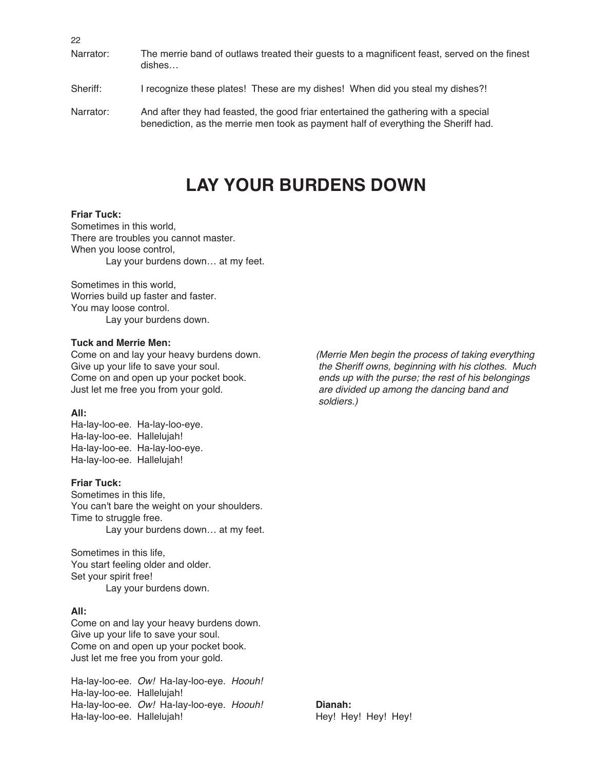Narrator: The merrie band of outlaws treated their guests to a magnificent feast, served on the finest dishes…

Sheriff: I recognize these plates! These are my dishes! When did you steal my dishes?!

Narrator: And after they had feasted, the good friar entertained the gathering with a special benediction, as the merrie men took as payment half of everything the Sheriff had.

# LAY YOUR BURDENS DOWN

**Friar Tuck:**
Sometimes in this world,
There are troubles you cannot master.
When you loose control,
Lay your burdens down… at my feet.

Sometimes in this world,
Worries build up faster and faster.
You may loose control.
Lay your burdens down.

**Tuck and Merrie Men:**
Come on and lay your heavy burdens down.
Give up your life to save your soul.
Come on and open up your pocket book.
Just let me free you from your gold.

*(Merrie Men begin the process of taking everything the Sheriff owns, beginning with his clothes. Much ends up with the purse; the rest of his belongings are divided up among the dancing band and soldiers.)*

**All:**
Ha-lay-loo-ee. Ha-lay-loo-eye.
Ha-lay-loo-ee. Hallelujah!
Ha-lay-loo-ee. Ha-lay-loo-eye.
Ha-lay-loo-ee. Hallelujah!

**Friar Tuck:**
Sometimes in this life,
You can't bare the weight on your shoulders.
Time to struggle free.
Lay your burdens down… at my feet.

Sometimes in this life,
You start feeling older and older.
Set your spirit free!
Lay your burdens down.

**All:**
Come on and lay your heavy burdens down.
Give up your life to save your soul.
Come on and open up your pocket book.
Just let me free you from your gold.

Ha-lay-loo-ee. *Ow!* Ha-lay-loo-eye. *Hoouh!*
Ha-lay-loo-ee. Hallelujah!
Ha-lay-loo-ee. *Ow!* Ha-lay-loo-eye. *Hoouh!*
Ha-lay-loo-ee. Hallelujah!

**Dianah:**
Hey! Hey! Hey! Hey!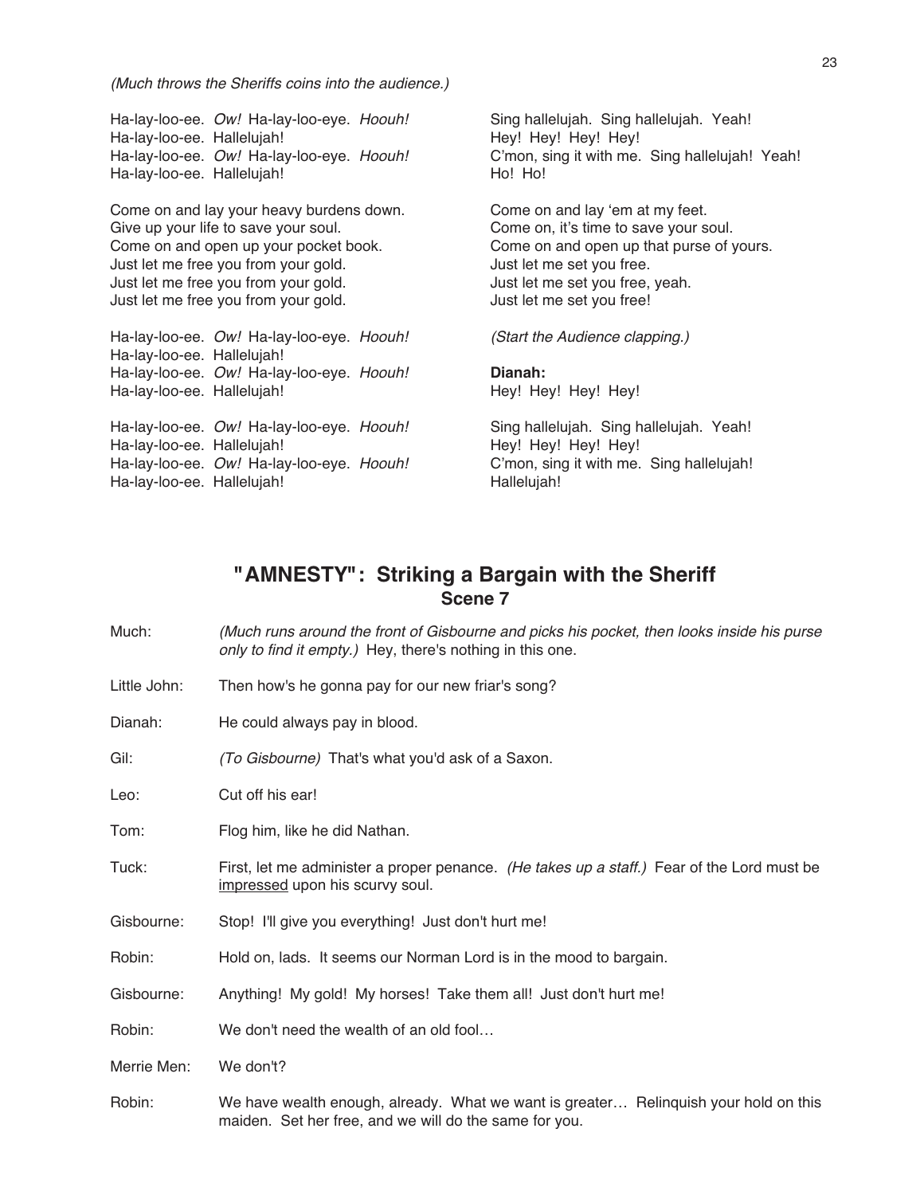*(Much throws the Sheriffs coins into the audience.)*

Ha-lay-loo-ee. *Ow!* Ha-lay-loo-eye. *Hoouh!*
Ha-lay-loo-ee. Hallelujah!
Ha-lay-loo-ee. *Ow!* Ha-lay-loo-eye. *Hoouh!*
Ha-lay-loo-ee. Hallelujah!

Sing hallelujah. Sing hallelujah. Yeah!
Hey! Hey! Hey! Hey!
C'mon, sing it with me. Sing hallelujah! Yeah!
Ho! Ho!

Come on and lay your heavy burdens down.
Give up your life to save your soul.
Come on and open up your pocket book.
Just let me free you from your gold.
Just let me free you from your gold.
Just let me free you from your gold.

Come on and lay 'em at my feet.
Come on, it's time to save your soul.
Come on and open up that purse of yours.
Just let me set you free.
Just let me set you free, yeah.
Just let me set you free!

Ha-lay-loo-ee. *Ow!* Ha-lay-loo-eye. *Hoouh!*
Ha-lay-loo-ee. Hallelujah!
Ha-lay-loo-ee. *Ow!* Ha-lay-loo-eye. *Hoouh!*
Ha-lay-loo-ee. Hallelujah!

*(Start the Audience clapping.)*

**Dianah:**
Hey! Hey! Hey! Hey!

Ha-lay-loo-ee. *Ow!* Ha-lay-loo-eye. *Hoouh!*
Ha-lay-loo-ee. Hallelujah!
Ha-lay-loo-ee. *Ow!* Ha-lay-loo-eye. *Hoouh!*
Ha-lay-loo-ee. Hallelujah!

Sing hallelujah. Sing hallelujah. Yeah!
Hey! Hey! Hey! Hey!
C'mon, sing it with me. Sing hallelujah!
Hallelujah!

## "AMNESTY": Striking a Bargain with the Sheriff
### Scene 7

Much: *(Much runs around the front of Gisbourne and picks his pocket, then looks inside his purse only to find it empty.)* Hey, there's nothing in this one.

Little John: Then how's he gonna pay for our new friar's song?

Dianah: He could always pay in blood.

Gil: *(To Gisbourne)* That's what you'd ask of a Saxon.

Leo: Cut off his ear!

Tom: Flog him, like he did Nathan.

Tuck: First, let me administer a proper penance. *(He takes up a staff.)* Fear of the Lord must be <u>impressed</u> upon his scurvy soul.

Gisbourne: Stop! I'll give you everything! Just don't hurt me!

Robin: Hold on, lads. It seems our Norman Lord is in the mood to bargain.

Gisbourne: Anything! My gold! My horses! Take them all! Just don't hurt me!

Robin: We don't need the wealth of an old fool…

Merrie Men: We don't?

Robin: We have wealth enough, already. What we want is greater… Relinquish your hold on this maiden. Set her free, and we will do the same for you.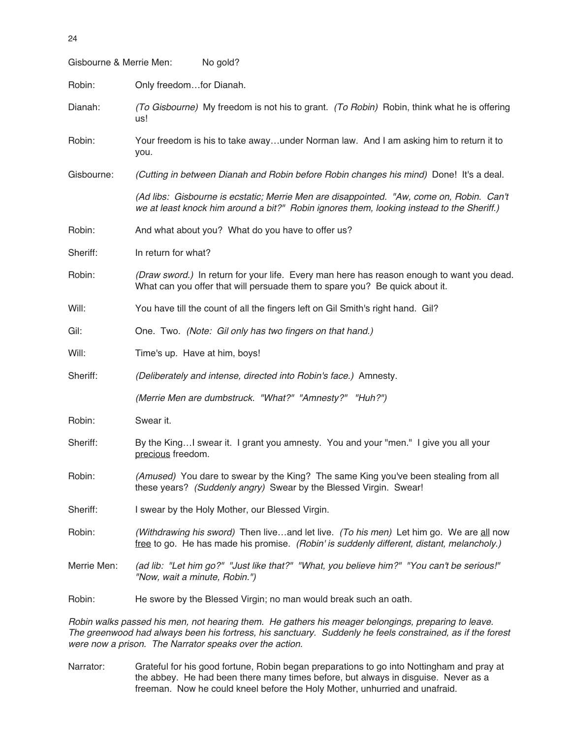Gisbourne & Merrie Men: No gold?

Robin: Only freedom…for Dianah.

Dianah: *(To Gisbourne)* My freedom is not his to grant. *(To Robin)* Robin, think what he is offering us!

Robin: Your freedom is his to take away…under Norman law. And I am asking him to return it to you.

Gisbourne: *(Cutting in between Dianah and Robin before Robin changes his mind)* Done! It's a deal.

*(Ad libs: Gisbourne is ecstatic; Merrie Men are disappointed. "Aw, come on, Robin. Can't we at least knock him around a bit?" Robin ignores them, looking instead to the Sheriff.)*

Robin: And what about you? What do you have to offer us?

Sheriff: In return for what?

Robin: *(Draw sword.)* In return for your life. Every man here has reason enough to want you dead. What can you offer that will persuade them to spare you? Be quick about it.

Will: You have till the count of all the fingers left on Gil Smith's right hand. Gil?

Gil: One. Two. *(Note: Gil only has two fingers on that hand.)*

Will: Time's up. Have at him, boys!

Sheriff: *(Deliberately and intense, directed into Robin's face.)* Amnesty.

*(Merrie Men are dumbstruck. "What?" "Amnesty?" "Huh?")*

Robin: Swear it.

Sheriff: By the King…I swear it. I grant you amnesty. You and your "men." I give you all your <u>precious</u> freedom.

Robin: *(Amused)* You dare to swear by the King? The same King you've been stealing from all these years? *(Suddenly angry)* Swear by the Blessed Virgin. Swear!

Sheriff: I swear by the Holy Mother, our Blessed Virgin.

Robin: *(Withdrawing his sword)* Then live…and let live. *(To his men)* Let him go. We are <u>all</u> now <u>free</u> to go. He has made his promise. *(Robin' is suddenly different, distant, melancholy.)*

Merrie Men: *(ad lib: "Let him go?" "Just like that?" "What, you believe him?" "You can't be serious!" "Now, wait a minute, Robin.")*

Robin: He swore by the Blessed Virgin; no man would break such an oath.

*Robin walks passed his men, not hearing them. He gathers his meager belongings, preparing to leave. The greenwood had always been his fortress, his sanctuary. Suddenly he feels constrained, as if the forest were now a prison. The Narrator speaks over the action.*

Narrator: Grateful for his good fortune, Robin began preparations to go into Nottingham and pray at the abbey. He had been there many times before, but always in disguise. Never as a freeman. Now he could kneel before the Holy Mother, unhurried and unafraid.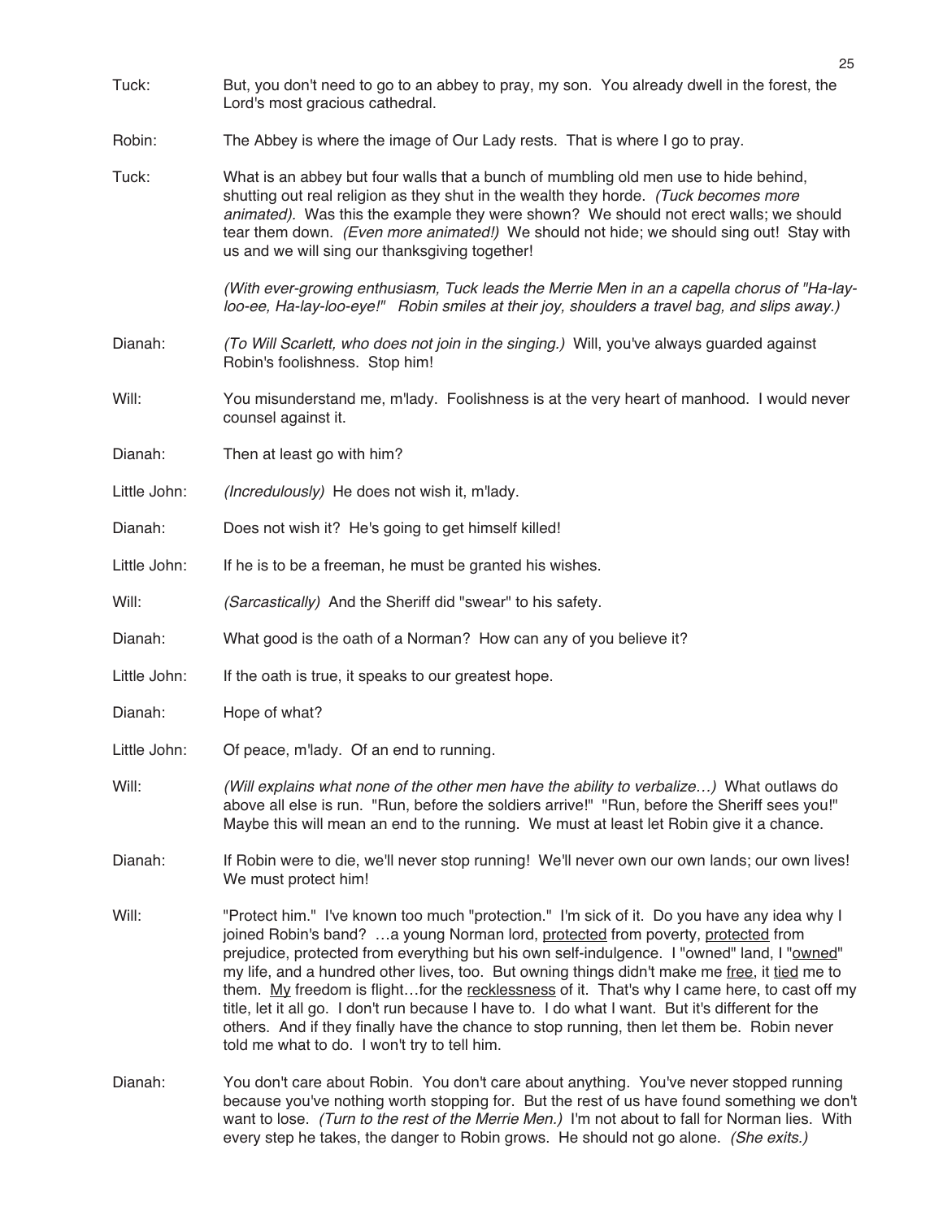Tuck: But, you don't need to go to an abbey to pray, my son. You already dwell in the forest, the Lord's most gracious cathedral.

Robin: The Abbey is where the image of Our Lady rests. That is where I go to pray.

Tuck: What is an abbey but four walls that a bunch of mumbling old men use to hide behind, shutting out real religion as they shut in the wealth they horde. *(Tuck becomes more animated).* Was this the example they were shown? We should not erect walls; we should tear them down. *(Even more animated!)* We should not hide; we should sing out! Stay with us and we will sing our thanksgiving together!

*(With ever-growing enthusiasm, Tuck leads the Merrie Men in an a capella chorus of "Ha-lay-loo-ee, Ha-lay-loo-eye!" Robin smiles at their joy, shoulders a travel bag, and slips away.)*

Dianah: *(To Will Scarlett, who does not join in the singing.)* Will, you've always guarded against Robin's foolishness. Stop him!

Will: You misunderstand me, m'lady. Foolishness is at the very heart of manhood. I would never counsel against it.

Dianah: Then at least go with him?

Little John: *(Incredulously)* He does not wish it, m'lady.

Dianah: Does not wish it? He's going to get himself killed!

Little John: If he is to be a freeman, he must be granted his wishes.

Will: *(Sarcastically)* And the Sheriff did "swear" to his safety.

Dianah: What good is the oath of a Norman? How can any of you believe it?

Little John: If the oath is true, it speaks to our greatest hope.

Dianah: Hope of what?

Little John: Of peace, m'lady. Of an end to running.

Will: *(Will explains what none of the other men have the ability to verbalize…)* What outlaws do above all else is run. "Run, before the soldiers arrive!" "Run, before the Sheriff sees you!" Maybe this will mean an end to the running. We must at least let Robin give it a chance.

Dianah: If Robin were to die, we'll never stop running! We'll never own our own lands; our own lives! We must protect him!

Will: "Protect him." I've known too much "protection." I'm sick of it. Do you have any idea why I joined Robin's band? …a young Norman lord, <u>protected</u> from poverty, <u>protected</u> from prejudice, protected from everything but his own self-indulgence. I "owned" land, I "<u>owned</u>" my life, and a hundred other lives, too. But owning things didn't make me <u>free</u>, it <u>tied</u> me to them. <u>My</u> freedom is flight…for the <u>recklessness</u> of it. That's why I came here, to cast off my title, let it all go. I don't run because I have to. I do what I want. But it's different for the others. And if they finally have the chance to stop running, then let them be. Robin never told me what to do. I won't try to tell him.

Dianah: You don't care about Robin. You don't care about anything. You've never stopped running because you've nothing worth stopping for. But the rest of us have found something we don't want to lose. *(Turn to the rest of the Merrie Men.)* I'm not about to fall for Norman lies. With every step he takes, the danger to Robin grows. He should not go alone. *(She exits.)*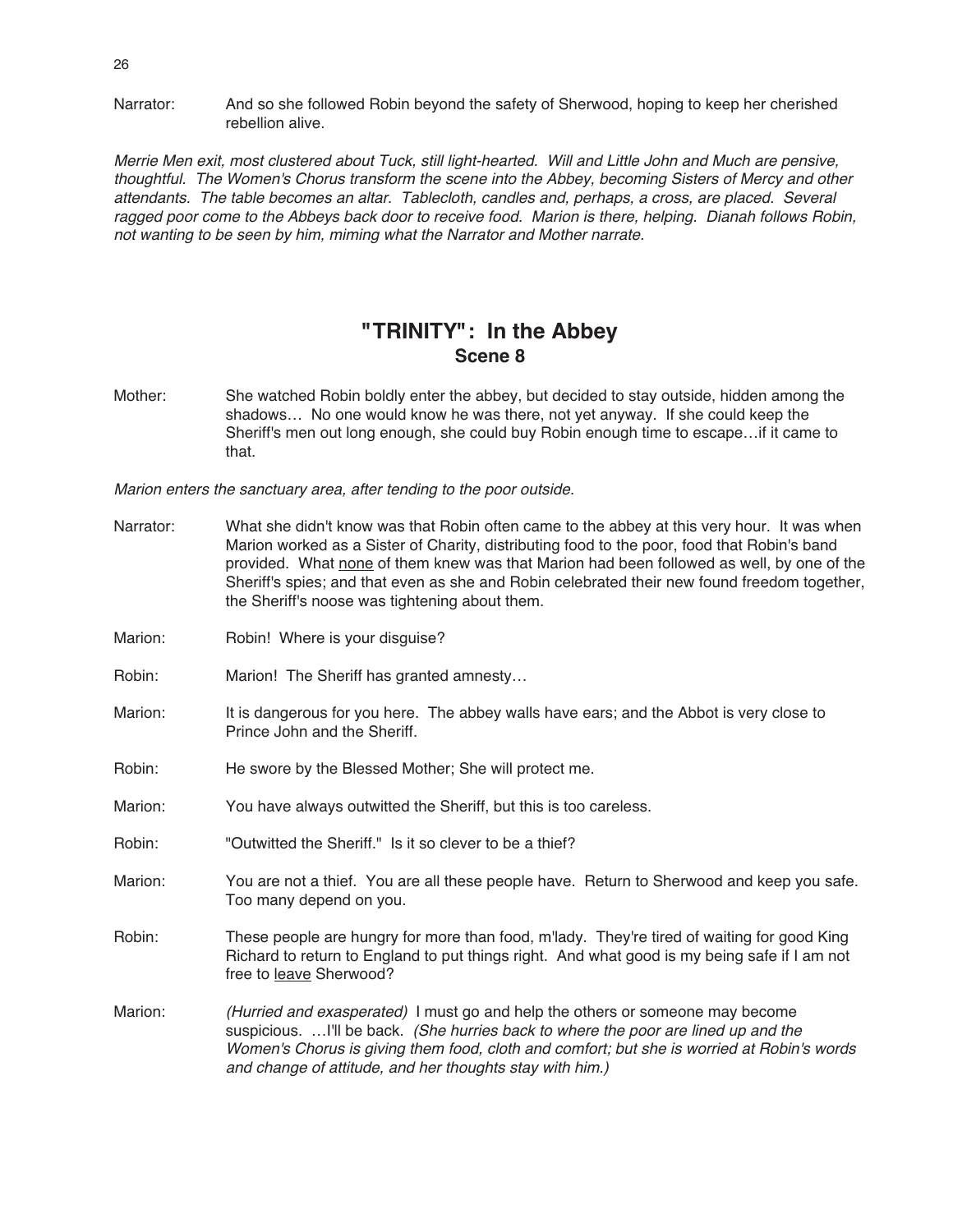Narrator: And so she followed Robin beyond the safety of Sherwood, hoping to keep her cherished rebellion alive.

*Merrie Men exit, most clustered about Tuck, still light-hearted. Will and Little John and Much are pensive, thoughtful. The Women's Chorus transform the scene into the Abbey, becoming Sisters of Mercy and other attendants. The table becomes an altar. Tablecloth, candles and, perhaps, a cross, are placed. Several ragged poor come to the Abbeys back door to receive food. Marion is there, helping. Dianah follows Robin, not wanting to be seen by him, miming what the Narrator and Mother narrate.*

## "TRINITY": In the Abbey
### Scene 8

Mother: She watched Robin boldly enter the abbey, but decided to stay outside, hidden among the shadows… No one would know he was there, not yet anyway. If she could keep the Sheriff's men out long enough, she could buy Robin enough time to escape…if it came to that.

*Marion enters the sanctuary area, after tending to the poor outside.*

Narrator: What she didn't know was that Robin often came to the abbey at this very hour. It was when Marion worked as a Sister of Charity, distributing food to the poor, food that Robin's band provided. What <u>none</u> of them knew was that Marion had been followed as well, by one of the Sheriff's spies; and that even as she and Robin celebrated their new found freedom together, the Sheriff's noose was tightening about them.

Marion: Robin! Where is your disguise?

Robin: Marion! The Sheriff has granted amnesty…

Marion: It is dangerous for you here. The abbey walls have ears; and the Abbot is very close to Prince John and the Sheriff.

Robin: He swore by the Blessed Mother; She will protect me.

Marion: You have always outwitted the Sheriff, but this is too careless.

Robin: "Outwitted the Sheriff." Is it so clever to be a thief?

Marion: You are not a thief. You are all these people have. Return to Sherwood and keep you safe. Too many depend on you.

Robin: These people are hungry for more than food, m'lady. They're tired of waiting for good King Richard to return to England to put things right. And what good is my being safe if I am not free to <u>leave</u> Sherwood?

Marion: *(Hurried and exasperated)* I must go and help the others or someone may become suspicious. …I'll be back. *(She hurries back to where the poor are lined up and the Women's Chorus is giving them food, cloth and comfort; but she is worried at Robin's words and change of attitude, and her thoughts stay with him.)*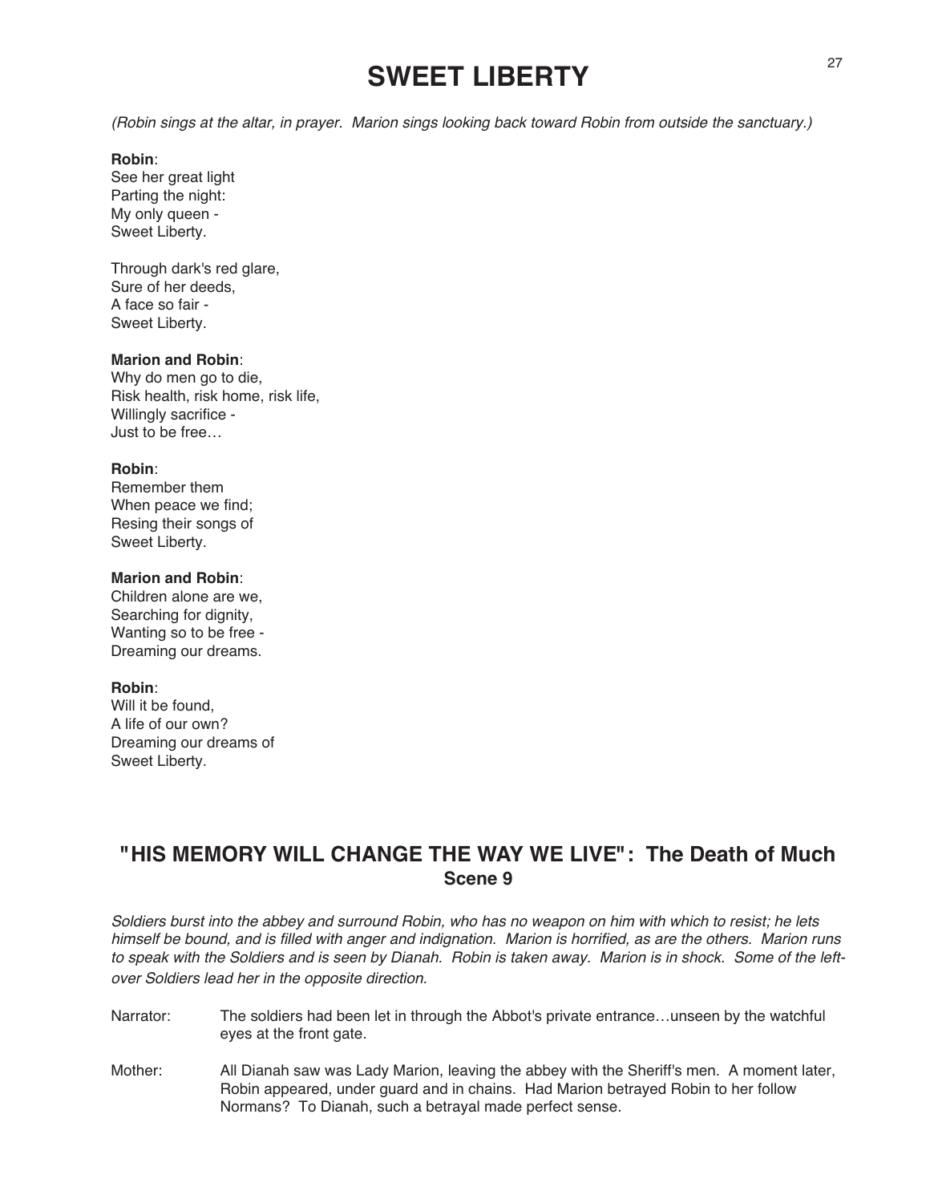# SWEET LIBERTY

*(Robin sings at the altar, in prayer. Marion sings looking back toward Robin from outside the sanctuary.)*

**Robin**:
See her great light
Parting the night:
My only queen -
Sweet Liberty.

Through dark's red glare,
Sure of her deeds,
A face so fair -
Sweet Liberty.

**Marion and Robin**:
Why do men go to die,
Risk health, risk home, risk life,
Willingly sacrifice -
Just to be free…

**Robin**:
Remember them
When peace we find;
Resing their songs of
Sweet Liberty.

**Marion and Robin**:
Children alone are we,
Searching for dignity,
Wanting so to be free -
Dreaming our dreams.

**Robin**:
Will it be found,
A life of our own?
Dreaming our dreams of
Sweet Liberty.

## "HIS MEMORY WILL CHANGE THE WAY WE LIVE": The Death of Much
### Scene 9

*Soldiers burst into the abbey and surround Robin, who has no weapon on him with which to resist; he lets himself be bound, and is filled with anger and indignation. Marion is horrified, as are the others. Marion runs to speak with the Soldiers and is seen by Dianah. Robin is taken away. Marion is in shock. Some of the left-over Soldiers lead her in the opposite direction.*

Narrator: The soldiers had been let in through the Abbot's private entrance…unseen by the watchful eyes at the front gate.

Mother: All Dianah saw was Lady Marion, leaving the abbey with the Sheriff's men. A moment later, Robin appeared, under guard and in chains. Had Marion betrayed Robin to her follow Normans? To Dianah, such a betrayal made perfect sense.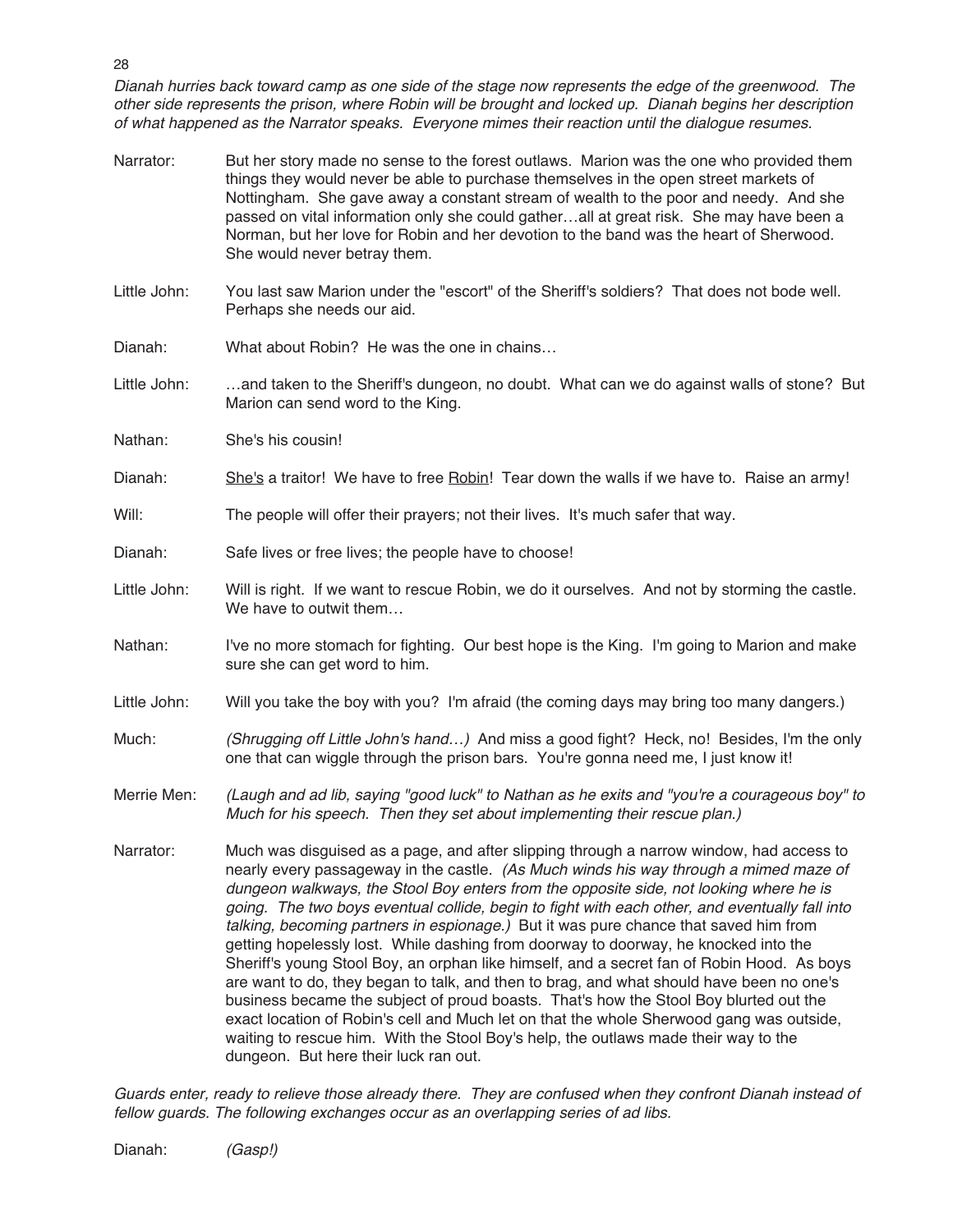*Dianah hurries back toward camp as one side of the stage now represents the edge of the greenwood. The other side represents the prison, where Robin will be brought and locked up. Dianah begins her description of what happened as the Narrator speaks. Everyone mimes their reaction until the dialogue resumes.*

Narrator: But her story made no sense to the forest outlaws. Marion was the one who provided them things they would never be able to purchase themselves in the open street markets of Nottingham. She gave away a constant stream of wealth to the poor and needy. And she passed on vital information only she could gather…all at great risk. She may have been a Norman, but her love for Robin and her devotion to the band was the heart of Sherwood. She would never betray them.

Little John: You last saw Marion under the "escort" of the Sheriff's soldiers? That does not bode well. Perhaps she needs our aid.

Dianah: What about Robin? He was the one in chains…

Little John: …and taken to the Sheriff's dungeon, no doubt. What can we do against walls of stone? But Marion can send word to the King.

Nathan: She's his cousin!

Dianah: <u>She's</u> a traitor! We have to free <u>Robin</u>! Tear down the walls if we have to. Raise an army!

Will: The people will offer their prayers; not their lives. It's much safer that way.

Dianah: Safe lives or free lives; the people have to choose!

Little John: Will is right. If we want to rescue Robin, we do it ourselves. And not by storming the castle. We have to outwit them…

Nathan: I've no more stomach for fighting. Our best hope is the King. I'm going to Marion and make sure she can get word to him.

Little John: Will you take the boy with you? I'm afraid (the coming days may bring too many dangers.)

Much: *(Shrugging off Little John's hand…)* And miss a good fight? Heck, no! Besides, I'm the only one that can wiggle through the prison bars. You're gonna need me, I just know it!

Merrie Men: *(Laugh and ad lib, saying "good luck" to Nathan as he exits and "you're a courageous boy" to Much for his speech. Then they set about implementing their rescue plan.)*

Narrator: Much was disguised as a page, and after slipping through a narrow window, had access to nearly every passageway in the castle. *(As Much winds his way through a mimed maze of dungeon walkways, the Stool Boy enters from the opposite side, not looking where he is going. The two boys eventual collide, begin to fight with each other, and eventually fall into talking, becoming partners in espionage.)* But it was pure chance that saved him from getting hopelessly lost. While dashing from doorway to doorway, he knocked into the Sheriff's young Stool Boy, an orphan like himself, and a secret fan of Robin Hood. As boys are want to do, they began to talk, and then to brag, and what should have been no one's business became the subject of proud boasts. That's how the Stool Boy blurted out the exact location of Robin's cell and Much let on that the whole Sherwood gang was outside, waiting to rescue him. With the Stool Boy's help, the outlaws made their way to the dungeon. But here their luck ran out.

*Guards enter, ready to relieve those already there. They are confused when they confront Dianah instead of fellow guards. The following exchanges occur as an overlapping series of ad libs.*

Dianah: *(Gasp!)*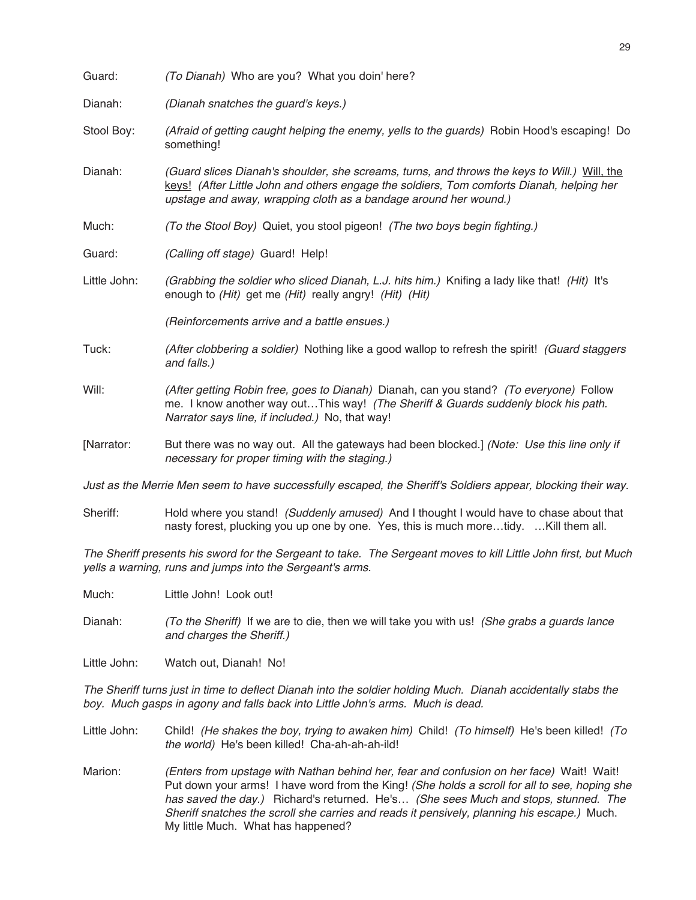Guard: *(To Dianah)* Who are you? What you doin' here?

Dianah: *(Dianah snatches the guard's keys.)*

Stool Boy: *(Afraid of getting caught helping the enemy, yells to the guards)* Robin Hood's escaping! Do something!

Dianah: *(Guard slices Dianah's shoulder, she screams, turns, and throws the keys to Will.)* <u>Will, the keys!</u> *(After Little John and others engage the soldiers, Tom comforts Dianah, helping her upstage and away, wrapping cloth as a bandage around her wound.)*

Much: *(To the Stool Boy)* Quiet, you stool pigeon! *(The two boys begin fighting.)*

Guard: *(Calling off stage)* Guard! Help!

Little John: *(Grabbing the soldier who sliced Dianah, L.J. hits him.)* Knifing a lady like that! *(Hit)* It's enough to *(Hit)* get me *(Hit)* really angry! *(Hit)* *(Hit)*

*(Reinforcements arrive and a battle ensues.)*

Tuck: *(After clobbering a soldier)* Nothing like a good wallop to refresh the spirit! *(Guard staggers and falls.)*

Will: *(After getting Robin free, goes to Dianah)* Dianah, can you stand? *(To everyone)* Follow me. I know another way out…This way! *(The Sheriff & Guards suddenly block his path. Narrator says line, if included.)* No, that way!

[Narrator: But there was no way out. All the gateways had been blocked.] *(Note: Use this line only if necessary for proper timing with the staging.)*

*Just as the Merrie Men seem to have successfully escaped, the Sheriff's Soldiers appear, blocking their way.*

Sheriff: Hold where you stand! *(Suddenly amused)* And I thought I would have to chase about that nasty forest, plucking you up one by one. Yes, this is much more…tidy. …Kill them all.

*The Sheriff presents his sword for the Sergeant to take. The Sergeant moves to kill Little John first, but Much yells a warning, runs and jumps into the Sergeant's arms.*

Much: Little John! Look out!

Dianah: *(To the Sheriff)* If we are to die, then we will take you with us! *(She grabs a guards lance and charges the Sheriff.)*

Little John: Watch out, Dianah! No!

*The Sheriff turns just in time to deflect Dianah into the soldier holding Much. Dianah accidentally stabs the boy. Much gasps in agony and falls back into Little John's arms. Much is dead.*

Little John: Child! *(He shakes the boy, trying to awaken him)* Child! *(To himself)* He's been killed! *(To the world)* He's been killed! Cha-ah-ah-ah-ild!

Marion: *(Enters from upstage with Nathan behind her, fear and confusion on her face)* Wait! Wait! Put down your arms! I have word from the King! *(She holds a scroll for all to see, hoping she has saved the day.)* Richard's returned. He's… *(She sees Much and stops, stunned. The Sheriff snatches the scroll she carries and reads it pensively, planning his escape.)* Much. My little Much. What has happened?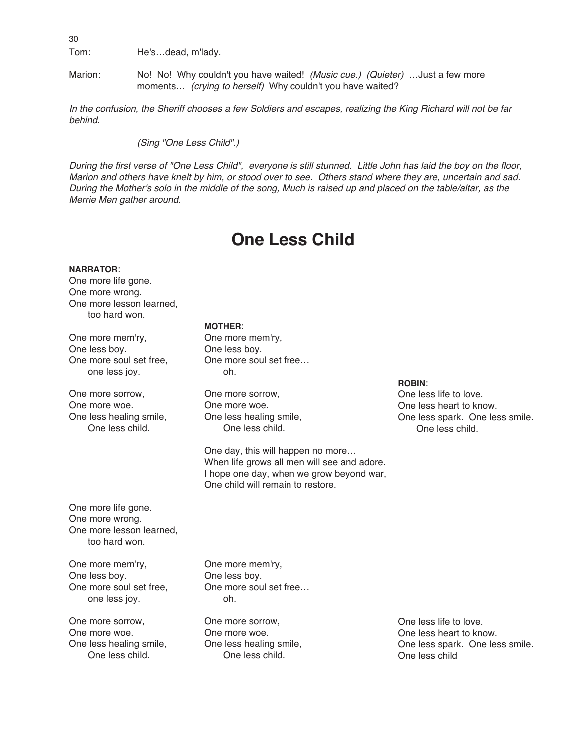Tom: He's…dead, m'lady.

Marion: No! No! Why couldn't you have waited! *(Music cue.) (Quieter)* …Just a few more moments… *(crying to herself)* Why couldn't you have waited?

*In the confusion, the Sheriff chooses a few Soldiers and escapes, realizing the King Richard will not be far behind.*

*(Sing "One Less Child".)*

*During the first verse of "One Less Child", everyone is still stunned. Little John has laid the boy on the floor, Marion and others have knelt by him, or stood over to see. Others stand where they are, uncertain and sad. During the Mother's solo in the middle of the song, Much is raised up and placed on the table/altar, as the Merrie Men gather around.*

# One Less Child

**NARRATOR**:
One more life gone.
One more wrong.
One more lesson learned,
too hard won.

One more mem'ry,
One less boy.
One more soul set free,
one less joy.

**MOTHER**:
One more mem'ry,
One less boy.
One more soul set free…
oh.

One more sorrow,
One more woe.
One less healing smile,
One less child.

**ROBIN**:
One less life to love.
One less heart to know.
One less spark. One less smile.
One less child.

**MOTHER**:
One day, this will happen no more…
When life grows all men will see and adore.
I hope one day, when we grow beyond war,
One child will remain to restore.

**NARRATOR**:
One more life gone.
One more wrong.
One more lesson learned,
too hard won.

One more mem'ry,
One less boy.
One more soul set free,
one less joy.

**MOTHER**:
One more mem'ry,
One less boy.
One more soul set free…
oh.

One more sorrow,
One more woe.
One less healing smile,
One less child.

**ROBIN**:
One less life to love.
One less heart to know.
One less spark. One less smile.
One less child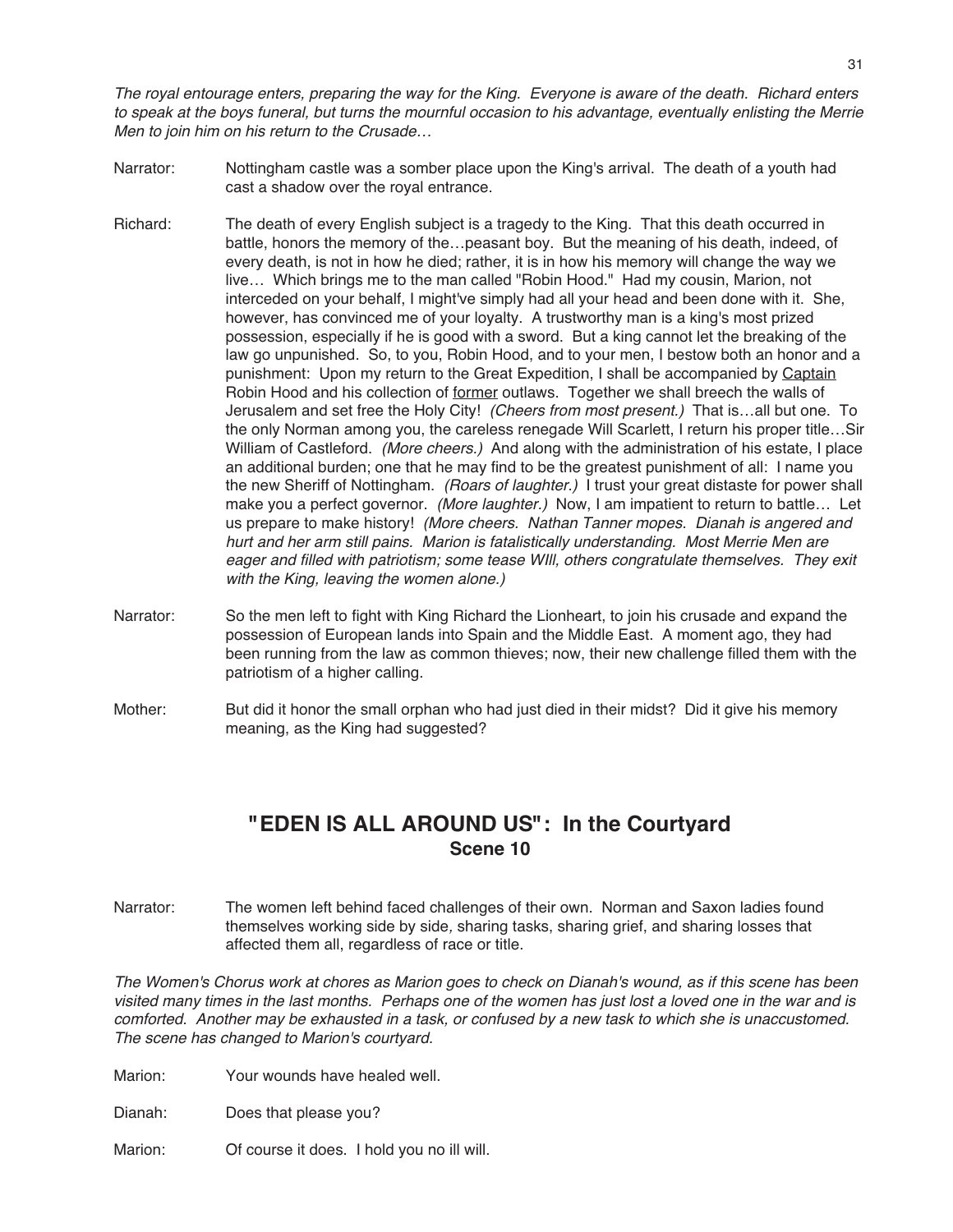*The royal entourage enters, preparing the way for the King. Everyone is aware of the death. Richard enters to speak at the boys funeral, but turns the mournful occasion to his advantage, eventually enlisting the Merrie Men to join him on his return to the Crusade…*

Narrator: Nottingham castle was a somber place upon the King's arrival. The death of a youth had cast a shadow over the royal entrance.

Richard: The death of every English subject is a tragedy to the King. That this death occurred in battle, honors the memory of the…peasant boy. But the meaning of his death, indeed, of every death, is not in how he died; rather, it is in how his memory will change the way we live… Which brings me to the man called "Robin Hood." Had my cousin, Marion, not interceded on your behalf, I might've simply had all your head and been done with it. She, however, has convinced me of your loyalty. A trustworthy man is a king's most prized possession, especially if he is good with a sword. But a king cannot let the breaking of the law go unpunished. So, to you, Robin Hood, and to your men, I bestow both an honor and a punishment: Upon my return to the Great Expedition, I shall be accompanied by <u>Captain</u> Robin Hood and his collection of <u>former</u> outlaws. Together we shall breech the walls of Jerusalem and set free the Holy City! *(Cheers from most present.)* That is…all but one. To the only Norman among you, the careless renegade Will Scarlett, I return his proper title…Sir William of Castleford. *(More cheers.)* And along with the administration of his estate, I place an additional burden; one that he may find to be the greatest punishment of all: I name you the new Sheriff of Nottingham. *(Roars of laughter.)* I trust your great distaste for power shall make you a perfect governor. *(More laughter.)* Now, I am impatient to return to battle… Let us prepare to make history! *(More cheers. Nathan Tanner mopes. Dianah is angered and hurt and her arm still pains. Marion is fatalistically understanding. Most Merrie Men are eager and filled with patriotism; some tease WIll, others congratulate themselves. They exit with the King, leaving the women alone.)*

Narrator: So the men left to fight with King Richard the Lionheart, to join his crusade and expand the possession of European lands into Spain and the Middle East. A moment ago, they had been running from the law as common thieves; now, their new challenge filled them with the patriotism of a higher calling.

Mother: But did it honor the small orphan who had just died in their midst? Did it give his memory meaning, as the King had suggested?

## "EDEN IS ALL AROUND US": In the Courtyard
### Scene 10

Narrator: The women left behind faced challenges of their own. Norman and Saxon ladies found themselves working side by side, sharing tasks, sharing grief, and sharing losses that affected them all, regardless of race or title.

*The Women's Chorus work at chores as Marion goes to check on Dianah's wound, as if this scene has been visited many times in the last months. Perhaps one of the women has just lost a loved one in the war and is comforted. Another may be exhausted in a task, or confused by a new task to which she is unaccustomed. The scene has changed to Marion's courtyard.*

Marion: Your wounds have healed well.

Dianah: Does that please you?

Marion: Of course it does. I hold you no ill will.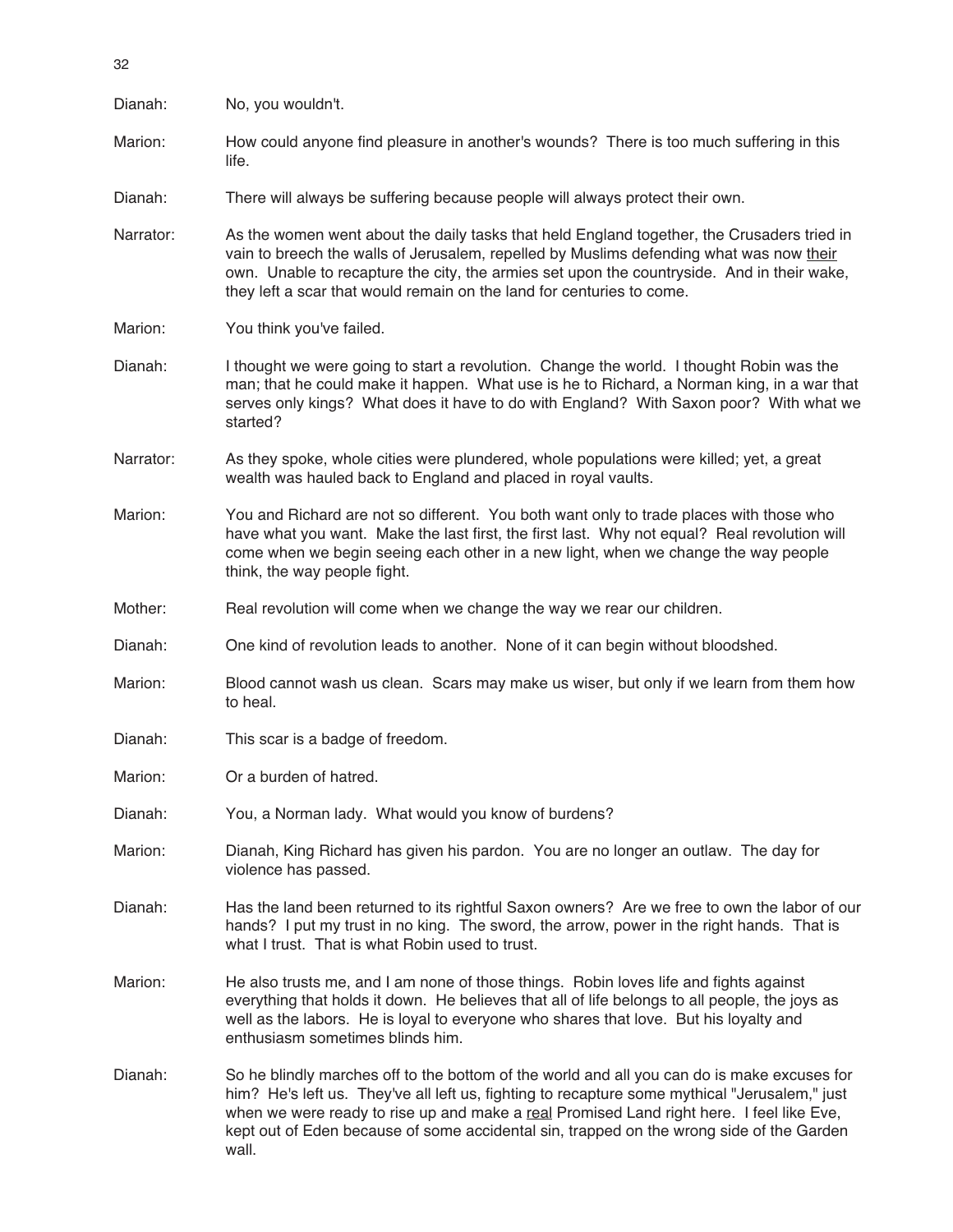Dianah: No, you wouldn't.

Marion: How could anyone find pleasure in another's wounds? There is too much suffering in this life.

Dianah: There will always be suffering because people will always protect their own.

Narrator: As the women went about the daily tasks that held England together, the Crusaders tried in vain to breech the walls of Jerusalem, repelled by Muslims defending what was now <u>their</u> own. Unable to recapture the city, the armies set upon the countryside. And in their wake, they left a scar that would remain on the land for centuries to come.

Marion: You think you've failed.

Dianah: I thought we were going to start a revolution. Change the world. I thought Robin was the man; that he could make it happen. What use is he to Richard, a Norman king, in a war that serves only kings? What does it have to do with England? With Saxon poor? With what we started?

Narrator: As they spoke, whole cities were plundered, whole populations were killed; yet, a great wealth was hauled back to England and placed in royal vaults.

Marion: You and Richard are not so different. You both want only to trade places with those who have what you want. Make the last first, the first last. Why not equal? Real revolution will come when we begin seeing each other in a new light, when we change the way people think, the way people fight.

Mother: Real revolution will come when we change the way we rear our children.

Dianah: One kind of revolution leads to another. None of it can begin without bloodshed.

Marion: Blood cannot wash us clean. Scars may make us wiser, but only if we learn from them how to heal.

Dianah: This scar is a badge of freedom.

Marion: Or a burden of hatred.

Dianah: You, a Norman lady. What would you know of burdens?

Marion: Dianah, King Richard has given his pardon. You are no longer an outlaw. The day for violence has passed.

Dianah: Has the land been returned to its rightful Saxon owners? Are we free to own the labor of our hands? I put my trust in no king. The sword, the arrow, power in the right hands. That is what I trust. That is what Robin used to trust.

Marion: He also trusts me, and I am none of those things. Robin loves life and fights against everything that holds it down. He believes that all of life belongs to all people, the joys as well as the labors. He is loyal to everyone who shares that love. But his loyalty and enthusiasm sometimes blinds him.

Dianah: So he blindly marches off to the bottom of the world and all you can do is make excuses for him? He's left us. They've all left us, fighting to recapture some mythical "Jerusalem," just when we were ready to rise up and make a <u>real</u> Promised Land right here. I feel like Eve, kept out of Eden because of some accidental sin, trapped on the wrong side of the Garden wall.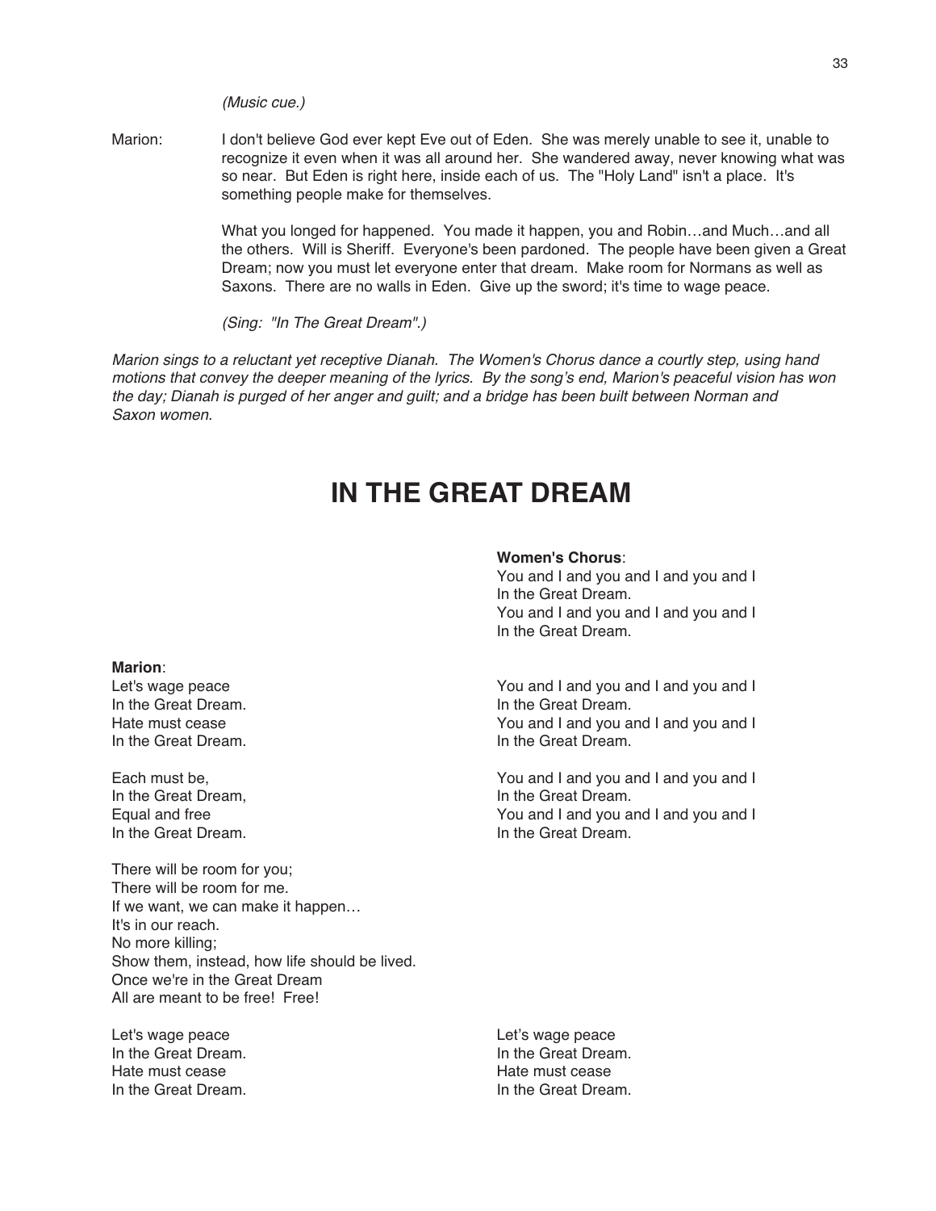*(Music cue.)*

Marion: I don't believe God ever kept Eve out of Eden. She was merely unable to see it, unable to recognize it even when it was all around her. She wandered away, never knowing what was so near. But Eden is right here, inside each of us. The "Holy Land" isn't a place. It's something people make for themselves.

What you longed for happened. You made it happen, you and Robin…and Much…and all the others. Will is Sheriff. Everyone's been pardoned. The people have been given a Great Dream; now you must let everyone enter that dream. Make room for Normans as well as Saxons. There are no walls in Eden. Give up the sword; it's time to wage peace.

*(Sing: "In The Great Dream".)*

*Marion sings to a reluctant yet receptive Dianah. The Women's Chorus dance a courtly step, using hand motions that convey the deeper meaning of the lyrics. By the song's end, Marion's peaceful vision has won the day; Dianah is purged of her anger and guilt; and a bridge has been built between Norman and Saxon women.*

# IN THE GREAT DREAM

**Women's Chorus**:
You and I and you and I and you and I
In the Great Dream.
You and I and you and I and you and I
In the Great Dream.

**Marion**:
Let's wage peace
In the Great Dream.
Hate must cease
In the Great Dream.

**Women's Chorus**:
You and I and you and I and you and I
In the Great Dream.
You and I and you and I and you and I
In the Great Dream.

**Marion**:
Each must be,
In the Great Dream,
Equal and free
In the Great Dream.

**Women's Chorus**:
You and I and you and I and you and I
In the Great Dream.
You and I and you and I and you and I
In the Great Dream.

**Marion**:
There will be room for you;
There will be room for me.
If we want, we can make it happen…
It's in our reach.
No more killing;
Show them, instead, how life should be lived.
Once we're in the Great Dream
All are meant to be free! Free!

**Marion**:
Let's wage peace
In the Great Dream.
Hate must cease
In the Great Dream.

**Women's Chorus**:
Let's wage peace
In the Great Dream.
Hate must cease
In the Great Dream.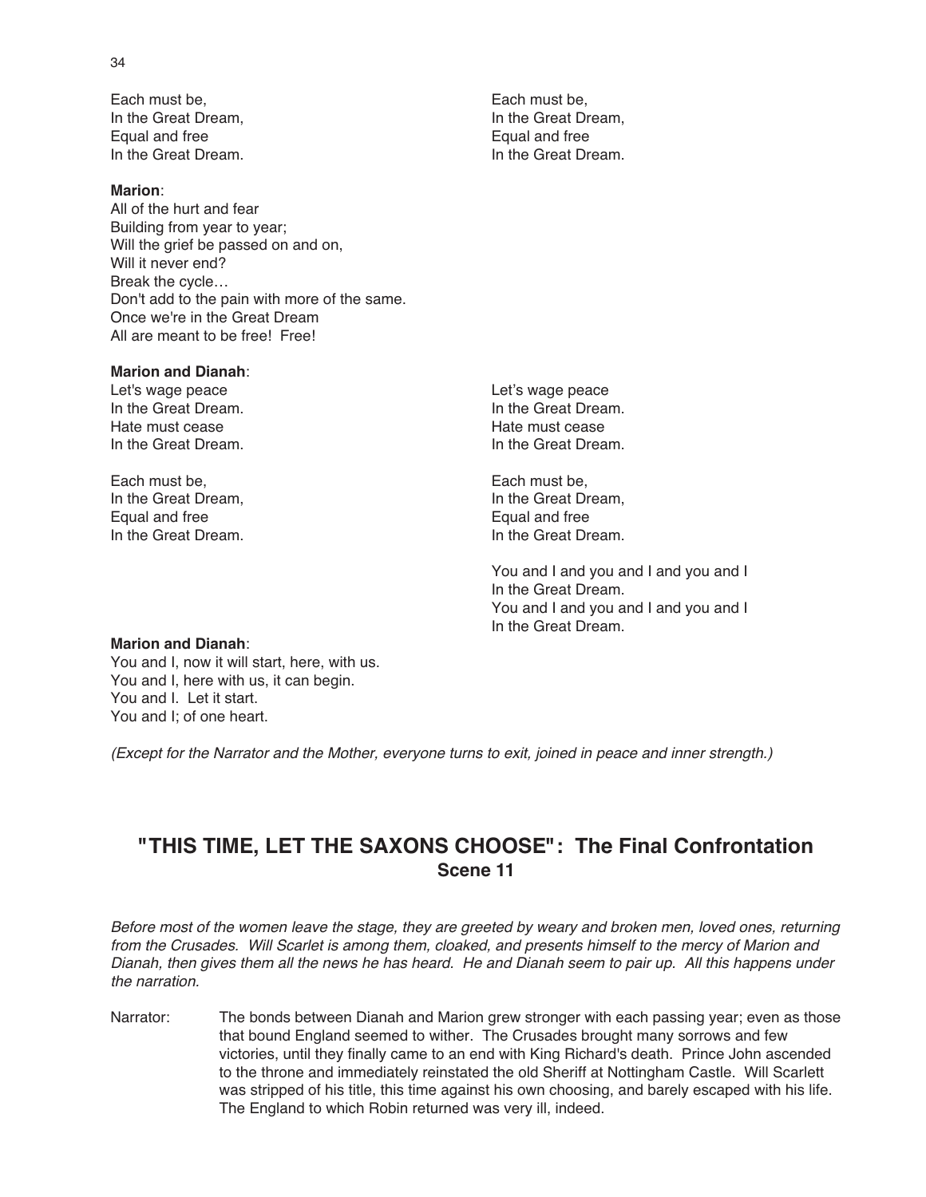Each must be,
In the Great Dream,
Equal and free
In the Great Dream.

Each must be,
In the Great Dream,
Equal and free
In the Great Dream.

**Marion**:
All of the hurt and fear
Building from year to year;
Will the grief be passed on and on,
Will it never end?
Break the cycle…
Don't add to the pain with more of the same.
Once we're in the Great Dream
All are meant to be free!  Free!

**Marion and Dianah**:
Let's wage peace
In the Great Dream.
Hate must cease
In the Great Dream.

Let's wage peace
In the Great Dream.
Hate must cease
In the Great Dream.

Each must be,
In the Great Dream,
Equal and free
In the Great Dream.

Each must be,
In the Great Dream,
Equal and free
In the Great Dream.

You and I and you and I and you and I
In the Great Dream.
You and I and you and I and you and I
In the Great Dream.

**Marion and Dianah**:
You and I, now it will start, here, with us.
You and I, here with us, it can begin.
You and I.  Let it start.
You and I; of one heart.

*(Except for the Narrator and the Mother, everyone turns to exit, joined in peace and inner strength.)*

## "THIS TIME, LET THE SAXONS CHOOSE": The Final Confrontation
### Scene 11

*Before most of the women leave the stage, they are greeted by weary and broken men, loved ones, returning from the Crusades.  Will Scarlet is among them, cloaked, and presents himself to the mercy of Marion and Dianah, then gives them all the news he has heard.  He and Dianah seem to pair up.  All this happens under the narration.*

Narrator: The bonds between Dianah and Marion grew stronger with each passing year; even as those that bound England seemed to wither.  The Crusades brought many sorrows and few victories, until they finally came to an end with King Richard's death.  Prince John ascended to the throne and immediately reinstated the old Sheriff at Nottingham Castle.  Will Scarlett was stripped of his title, this time against his own choosing, and barely escaped with his life. The England to which Robin returned was very ill, indeed.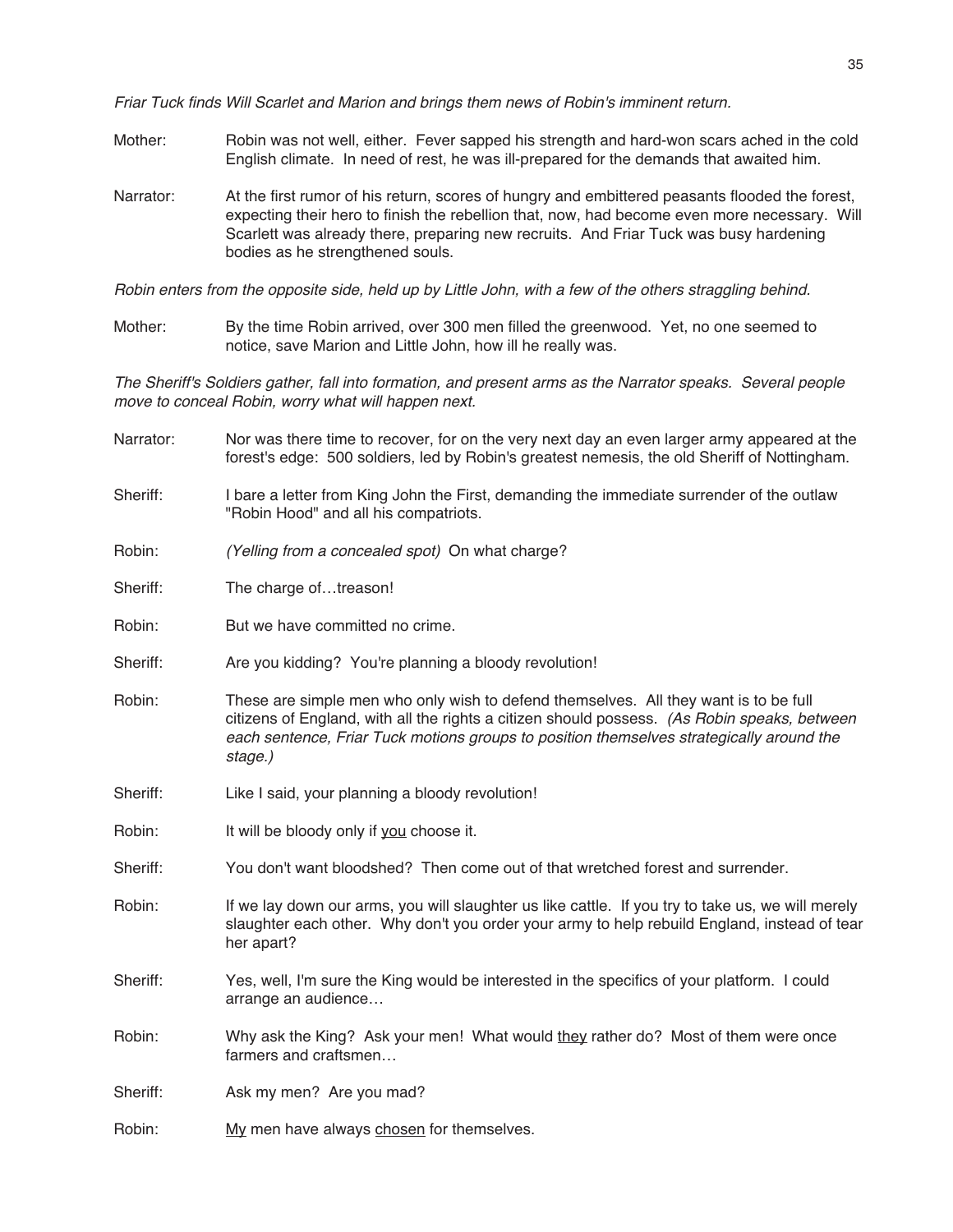*Friar Tuck finds Will Scarlet and Marion and brings them news of Robin's imminent return.*

Mother: Robin was not well, either. Fever sapped his strength and hard-won scars ached in the cold English climate. In need of rest, he was ill-prepared for the demands that awaited him.

Narrator: At the first rumor of his return, scores of hungry and embittered peasants flooded the forest, expecting their hero to finish the rebellion that, now, had become even more necessary. Will Scarlett was already there, preparing new recruits. And Friar Tuck was busy hardening bodies as he strengthened souls.

*Robin enters from the opposite side, held up by Little John, with a few of the others straggling behind.*

Mother: By the time Robin arrived, over 300 men filled the greenwood. Yet, no one seemed to notice, save Marion and Little John, how ill he really was.

*The Sheriff's Soldiers gather, fall into formation, and present arms as the Narrator speaks. Several people move to conceal Robin, worry what will happen next.*

Narrator: Nor was there time to recover, for on the very next day an even larger army appeared at the forest's edge: 500 soldiers, led by Robin's greatest nemesis, the old Sheriff of Nottingham.

Sheriff: I bare a letter from King John the First, demanding the immediate surrender of the outlaw "Robin Hood" and all his compatriots.

Robin: *(Yelling from a concealed spot)* On what charge?

Sheriff: The charge of…treason!

Robin: But we have committed no crime.

Sheriff: Are you kidding? You're planning a bloody revolution!

Robin: These are simple men who only wish to defend themselves. All they want is to be full citizens of England, with all the rights a citizen should possess. *(As Robin speaks, between each sentence, Friar Tuck motions groups to position themselves strategically around the stage.)*

Sheriff: Like I said, your planning a bloody revolution!

Robin: It will be bloody only if <u>you</u> choose it.

Sheriff: You don't want bloodshed? Then come out of that wretched forest and surrender.

Robin: If we lay down our arms, you will slaughter us like cattle. If you try to take us, we will merely slaughter each other. Why don't you order your army to help rebuild England, instead of tear her apart?

Sheriff: Yes, well, I'm sure the King would be interested in the specifics of your platform. I could arrange an audience…

Robin: Why ask the King? Ask your men! What would <u>they</u> rather do? Most of them were once farmers and craftsmen…

Sheriff: Ask my men? Are you mad?

Robin: <u>My</u> men have always <u>chosen</u> for themselves.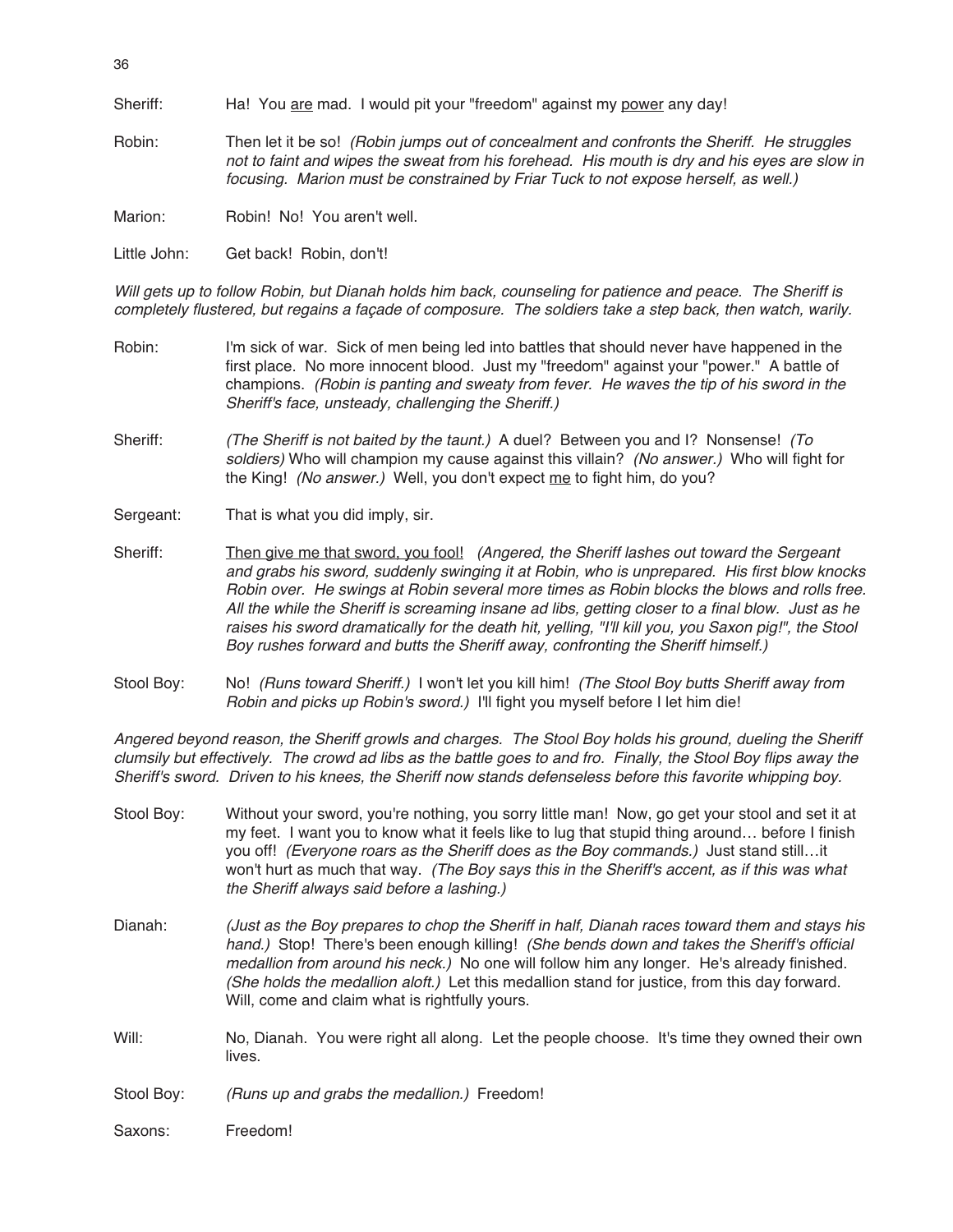Sheriff: Ha! You <u>are</u> mad. I would pit your "freedom" against my <u>power</u> any day!

Robin: Then let it be so! *(Robin jumps out of concealment and confronts the Sheriff. He struggles not to faint and wipes the sweat from his forehead. His mouth is dry and his eyes are slow in focusing. Marion must be constrained by Friar Tuck to not expose herself, as well.)*

Marion: Robin! No! You aren't well.

Little John: Get back! Robin, don't!

*Will gets up to follow Robin, but Dianah holds him back, counseling for patience and peace. The Sheriff is completely flustered, but regains a façade of composure. The soldiers take a step back, then watch, warily.*

Robin: I'm sick of war. Sick of men being led into battles that should never have happened in the first place. No more innocent blood. Just my "freedom" against your "power." A battle of champions. *(Robin is panting and sweaty from fever. He waves the tip of his sword in the Sheriff's face, unsteady, challenging the Sheriff.)*

Sheriff: *(The Sheriff is not baited by the taunt.)* A duel? Between you and I? Nonsense! *(To soldiers)* Who will champion my cause against this villain? *(No answer.)* Who will fight for the King! *(No answer.)* Well, you don't expect <u>me</u> to fight him, do you?

Sergeant: That is what you did imply, sir.

Sheriff: <u>Then give me that sword, you fool!</u> *(Angered, the Sheriff lashes out toward the Sergeant and grabs his sword, suddenly swinging it at Robin, who is unprepared. His first blow knocks Robin over. He swings at Robin several more times as Robin blocks the blows and rolls free. All the while the Sheriff is screaming insane ad libs, getting closer to a final blow. Just as he raises his sword dramatically for the death hit, yelling, "I'll kill you, you Saxon pig!", the Stool Boy rushes forward and butts the Sheriff away, confronting the Sheriff himself.)*

Stool Boy: No! *(Runs toward Sheriff.)* I won't let you kill him! *(The Stool Boy butts Sheriff away from Robin and picks up Robin's sword.)* I'll fight you myself before I let him die!

*Angered beyond reason, the Sheriff growls and charges. The Stool Boy holds his ground, dueling the Sheriff clumsily but effectively. The crowd ad libs as the battle goes to and fro. Finally, the Stool Boy flips away the Sheriff's sword. Driven to his knees, the Sheriff now stands defenseless before this favorite whipping boy.*

Stool Boy: Without your sword, you're nothing, you sorry little man! Now, go get your stool and set it at my feet. I want you to know what it feels like to lug that stupid thing around… before I finish you off! *(Everyone roars as the Sheriff does as the Boy commands.)* Just stand still…it won't hurt as much that way. *(The Boy says this in the Sheriff's accent, as if this was what the Sheriff always said before a lashing.)*

Dianah: *(Just as the Boy prepares to chop the Sheriff in half, Dianah races toward them and stays his hand.)* Stop! There's been enough killing! *(She bends down and takes the Sheriff's official medallion from around his neck.)* No one will follow him any longer. He's already finished. *(She holds the medallion aloft.)* Let this medallion stand for justice, from this day forward. Will, come and claim what is rightfully yours.

Will: No, Dianah. You were right all along. Let the people choose. It's time they owned their own lives.

Stool Boy: *(Runs up and grabs the medallion.)* Freedom!

Saxons: Freedom!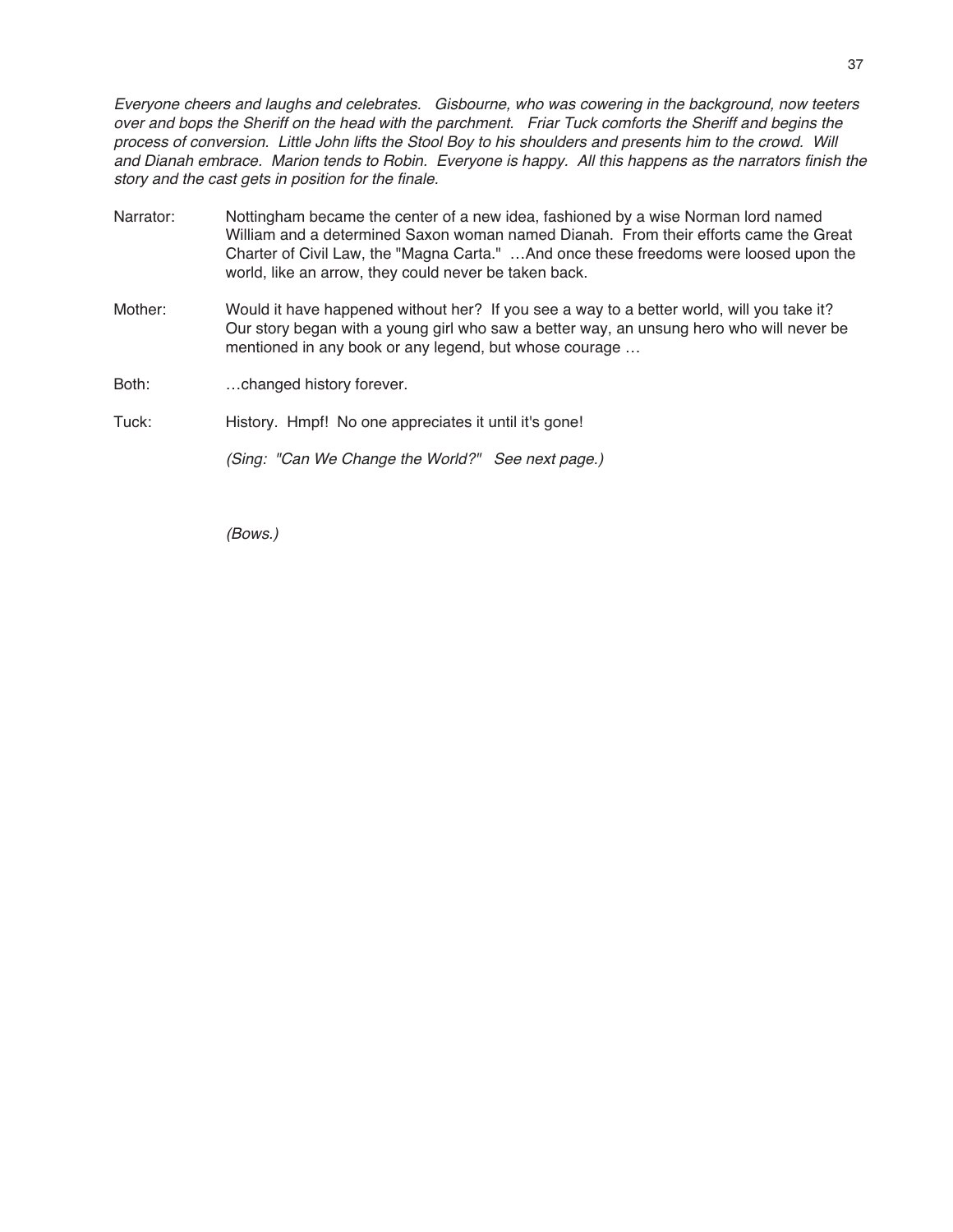*Everyone cheers and laughs and celebrates. Gisbourne, who was cowering in the background, now teeters over and bops the Sheriff on the head with the parchment. Friar Tuck comforts the Sheriff and begins the process of conversion. Little John lifts the Stool Boy to his shoulders and presents him to the crowd. Will and Dianah embrace. Marion tends to Robin. Everyone is happy. All this happens as the narrators finish the story and the cast gets in position for the finale.*

Narrator: Nottingham became the center of a new idea, fashioned by a wise Norman lord named William and a determined Saxon woman named Dianah. From their efforts came the Great Charter of Civil Law, the "Magna Carta." …And once these freedoms were loosed upon the world, like an arrow, they could never be taken back.

Mother: Would it have happened without her? If you see a way to a better world, will you take it? Our story began with a young girl who saw a better way, an unsung hero who will never be mentioned in any book or any legend, but whose courage …

Both: …changed history forever.

Tuck: History. Hmpf! No one appreciates it until it's gone!

*(Sing: "Can We Change the World?" See next page.)*

*(Bows.)*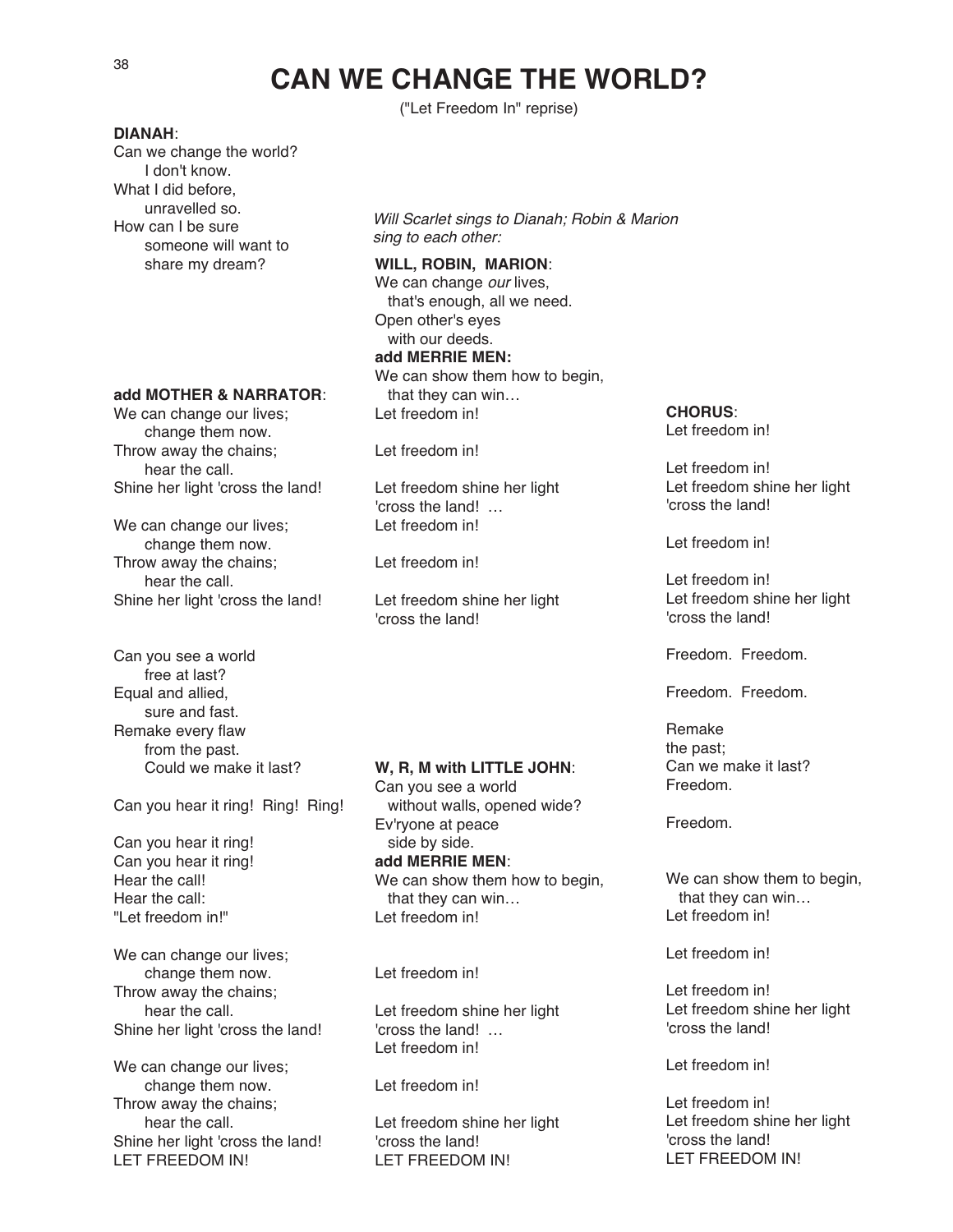# CAN WE CHANGE THE WORLD?

("Let Freedom In" reprise)

**DIANAH**:
Can we change the world?
I don't know.
What I did before,
unravelled so.
How can I be sure
someone will want to
share my dream?

*Will Scarlet sings to Dianah; Robin & Marion sing to each other:*

**WILL, ROBIN, MARION**:
We can change *our* lives,
that's enough, all we need.
Open other's eyes
with our deeds.
**add MERRIE MEN:**
We can show them how to begin,
that they can win…
Let freedom in!

Let freedom in!

Let freedom shine her light
'cross the land! …
Let freedom in!

Let freedom in!

Let freedom shine her light
'cross the land!

**add MOTHER & NARRATOR**:
We can change our lives;
change them now.
Throw away the chains;
hear the call.
Shine her light 'cross the land!

We can change our lives;
change them now.
Throw away the chains;
hear the call.
Shine her light 'cross the land!

**CHORUS**:
Let freedom in!

Let freedom in!
Let freedom shine her light
'cross the land!

Let freedom in!

Let freedom in!
Let freedom shine her light
'cross the land!

Can you see a world
free at last?
Equal and allied,
sure and fast.
Remake every flaw
from the past.
Could we make it last?

Can you hear it ring! Ring! Ring!

Can you hear it ring!
Can you hear it ring!
Hear the call!
Hear the call:
"Let freedom in!"

We can change our lives;
change them now.
Throw away the chains;
hear the call.
Shine her light 'cross the land!

We can change our lives;
change them now.
Throw away the chains;
hear the call.
Shine her light 'cross the land!
LET FREEDOM IN!

**W, R, M with LITTLE JOHN**:
Can you see a world
without walls, opened wide?
Ev'ryone at peace
side by side.
**add MERRIE MEN**:
We can show them how to begin,
that they can win…
Let freedom in!

Let freedom in!

Let freedom shine her light
'cross the land! …
Let freedom in!

Let freedom in!

Let freedom shine her light
'cross the land!
LET FREEDOM IN!

**CHORUS**:
Freedom. Freedom.

Freedom. Freedom.

Remake
the past;
Can we make it last?
Freedom.

Freedom.

We can show them to begin,
that they can win…
Let freedom in!

Let freedom in!

Let freedom in!
Let freedom shine her light
'cross the land!

Let freedom in!

Let freedom in!
Let freedom shine her light
'cross the land!
LET FREEDOM IN!